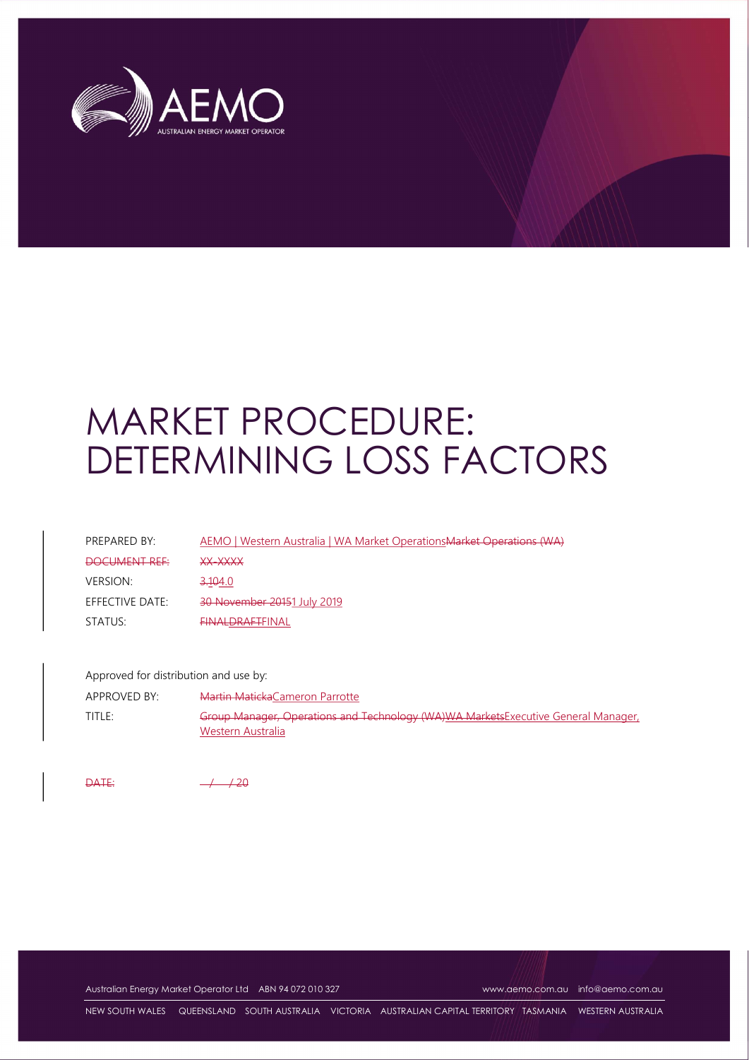# MARKET PROCEDURE: DETERMINING LOSS FACTORS

| | |
|---|---|
| PREPARED BY: | ~~Market Operations (WA)~~ AEMO \| Western Australia \| WA Market Operations |
| ~~DOCUMENT REF:~~ | ~~XX-XXXX~~ |
| VERSION: | ~~3.1~~ ~~0~~ 4.0 |
| EFFECTIVE DATE: | ~~30 November 2015~~ 1 July 2019 |
| STATUS: | ~~FINAL~~ ~~DRAFT~~ FINAL |

Approved for distribution and use by:

| | |
|---|---|
| APPROVED BY: | ~~Martin Maticka~~ Cameron Parrotte |
| TITLE: | ~~Group Manager, Operations and Technology (WA)~~ ~~WA Markets~~ Executive General Manager, Western Australia |

~~DATE: / / 20~~

Australian Energy Market Operator Ltd ABN 94 072 010 327 www.aemo.com.au info@aemo.com.au

NEW SOUTH WALES QUEENSLAND SOUTH AUSTRALIA VICTORIA AUSTRALIAN CAPITAL TERRITORY TASMANIA WESTERN AUSTRALIA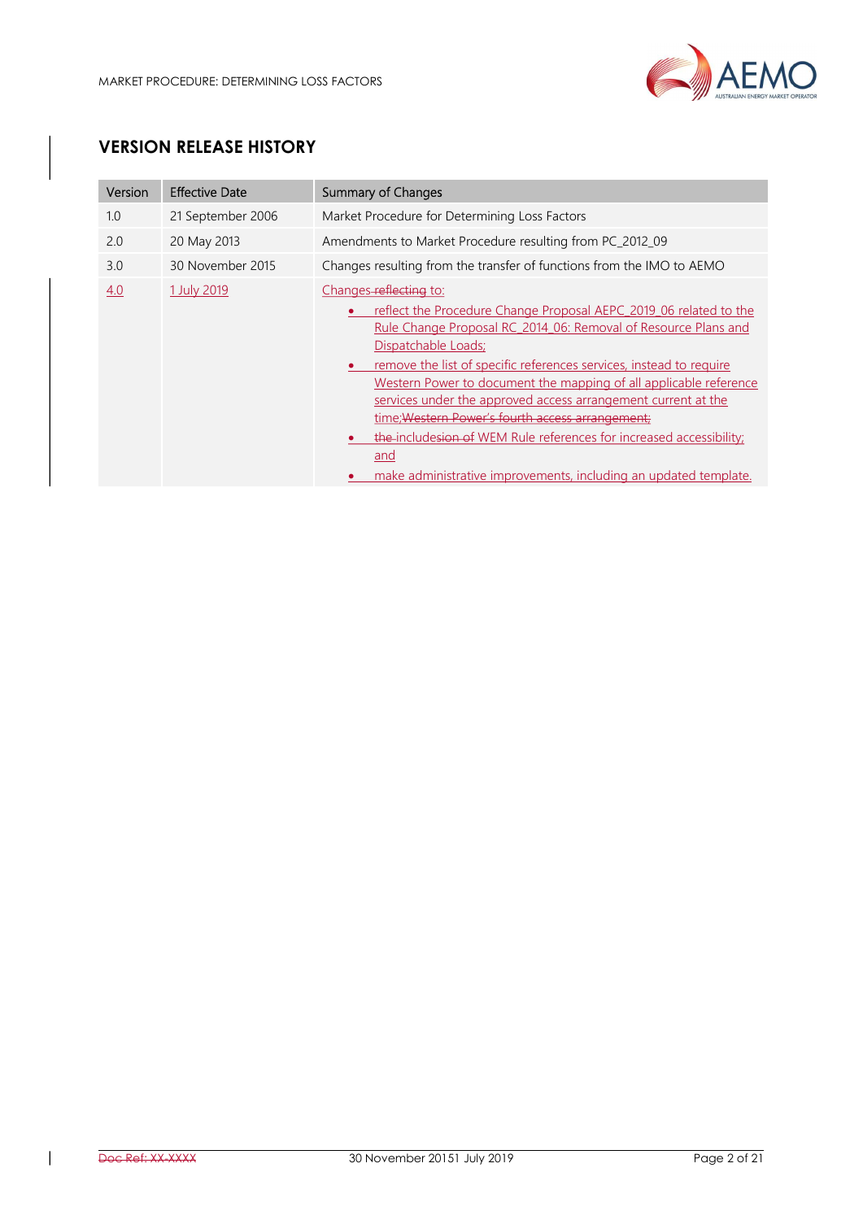## VERSION RELEASE HISTORY

| Version | Effective Date | Summary of Changes |
|---|---|---|
| 1.0 | 21 September 2006 | Market Procedure for Determining Loss Factors |
| 2.0 | 20 May 2013 | Amendments to Market Procedure resulting from PC_2012_09 |
| 3.0 | 30 November 2015 | Changes resulting from the transfer of functions from the IMO to AEMO |
| 4.0 | 1 July 2019 | Changes reflecting to:<br>• reflect the Procedure Change Proposal AEPC_2019_06 related to the Rule Change Proposal RC_2014_06: Removal of Resource Plans and Dispatchable Loads;<br>• remove the list of specific references services, instead to require Western Power to document the mapping of all applicable reference services under the approved access arrangement current at the time;Western Power's fourth access arrangement;<br>• the includesion of WEM Rule references for increased accessibility; and<br>• make administrative improvements, including an updated template. |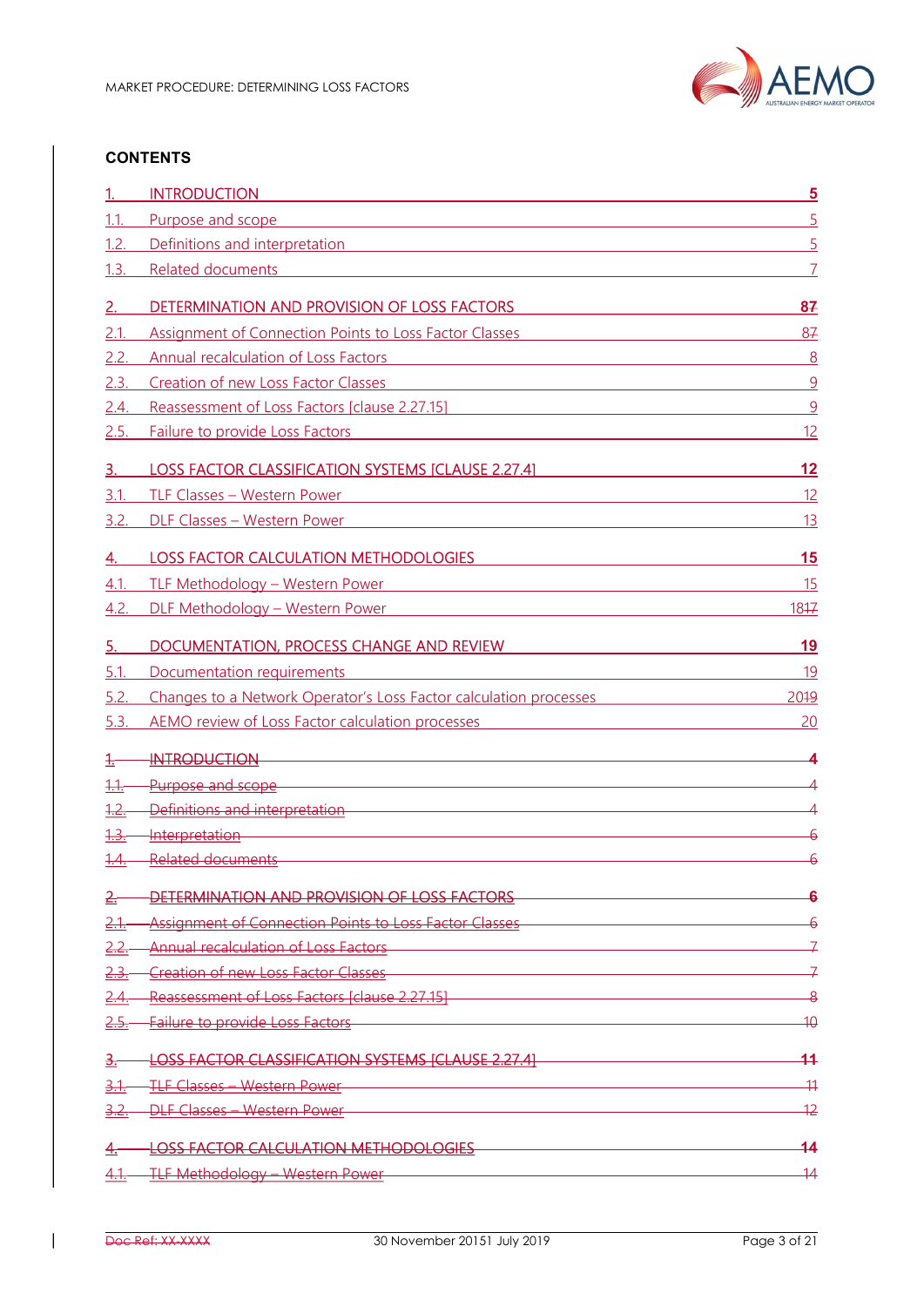## CONTENTS

| | | |
|---|---|---|
| 1. | INTRODUCTION | 5 |
| 1.1. | Purpose and scope | 5 |
| 1.2. | Definitions and interpretation | 5 |
| 1.3. | Related documents | 7 |
| 2. | DETERMINATION AND PROVISION OF LOSS FACTORS | 87 |
| 2.1. | Assignment of Connection Points to Loss Factor Classes | 87 |
| 2.2. | Annual recalculation of Loss Factors | 8 |
| 2.3. | Creation of new Loss Factor Classes | 9 |
| 2.4. | Reassessment of Loss Factors [clause 2.27.15] | 9 |
| 2.5. | Failure to provide Loss Factors | 12 |
| 3. | LOSS FACTOR CLASSIFICATION SYSTEMS [CLAUSE 2.27.4] | 12 |
| 3.1. | TLF Classes – Western Power | 12 |
| 3.2. | DLF Classes – Western Power | 13 |
| 4. | LOSS FACTOR CALCULATION METHODOLOGIES | 15 |
| 4.1. | TLF Methodology – Western Power | 15 |
| 4.2. | DLF Methodology – Western Power | 1817 |
| 5. | DOCUMENTATION, PROCESS CHANGE AND REVIEW | 19 |
| 5.1. | Documentation requirements | 19 |
| 5.2. | Changes to a Network Operator's Loss Factor calculation processes | 2019 |
| 5.3. | AEMO review of Loss Factor calculation processes | 20 |
| ~~1.~~ | ~~INTRODUCTION~~ | ~~4~~ |
| ~~1.1.~~ | ~~Purpose and scope~~ | ~~4~~ |
| ~~1.2.~~ | ~~Definitions and interpretation~~ | ~~4~~ |
| ~~1.3.~~ | ~~Interpretation~~ | ~~6~~ |
| ~~1.4.~~ | ~~Related documents~~ | ~~6~~ |
| ~~2.~~ | ~~DETERMINATION AND PROVISION OF LOSS FACTORS~~ | ~~6~~ |
| ~~2.1.~~ | ~~Assignment of Connection Points to Loss Factor Classes~~ | ~~6~~ |
| ~~2.2.~~ | ~~Annual recalculation of Loss Factors~~ | ~~7~~ |
| ~~2.3.~~ | ~~Creation of new Loss Factor Classes~~ | ~~7~~ |
| ~~2.4.~~ | ~~Reassessment of Loss Factors [clause 2.27.15]~~ | ~~8~~ |
| ~~2.5.~~ | ~~Failure to provide Loss Factors~~ | ~~10~~ |
| ~~3.~~ | ~~LOSS FACTOR CLASSIFICATION SYSTEMS [CLAUSE 2.27.4]~~ | ~~11~~ |
| ~~3.1.~~ | ~~TLF Classes – Western Power~~ | ~~11~~ |
| ~~3.2.~~ | ~~DLF Classes – Western Power~~ | ~~12~~ |
| ~~4.~~ | ~~LOSS FACTOR CALCULATION METHODOLOGIES~~ | ~~14~~ |
| ~~4.1.~~ | ~~TLF Methodology – Western Power~~ | ~~14~~ |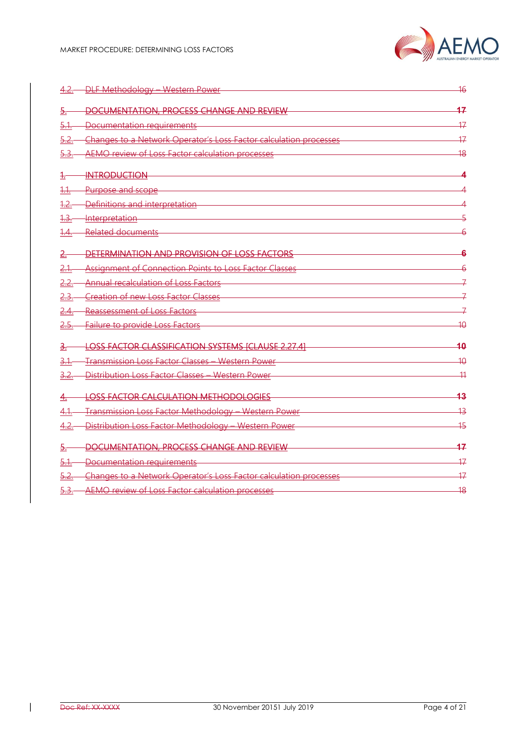4.2. DLF Methodology – Western Power 16

5. DOCUMENTATION, PROCESS CHANGE AND REVIEW 17

5.1. Documentation requirements 17

5.2. Changes to a Network Operator's Loss Factor calculation processes 17

5.3. AEMO review of Loss Factor calculation processes 18

1. INTRODUCTION 4

1.1. Purpose and scope 4

1.2. Definitions and interpretation 4

1.3. Interpretation 5

1.4. Related documents 6

2. DETERMINATION AND PROVISION OF LOSS FACTORS 6

2.1. Assignment of Connection Points to Loss Factor Classes 6

2.2. Annual recalculation of Loss Factors 7

2.3. Creation of new Loss Factor Classes 7

2.4. Reassessment of Loss Factors 7

2.5. Failure to provide Loss Factors 10

3. LOSS FACTOR CLASSIFICATION SYSTEMS [CLAUSE 2.27.4] 10

3.1. Transmission Loss Factor Classes – Western Power 10

3.2. Distribution Loss Factor Classes – Western Power 11

4. LOSS FACTOR CALCULATION METHODOLOGIES 13

4.1. Transmission Loss Factor Methodology – Western Power 13

4.2. Distribution Loss Factor Methodology – Western Power 15

5. DOCUMENTATION, PROCESS CHANGE AND REVIEW 17

5.1. Documentation requirements 17

5.2. Changes to a Network Operator's Loss Factor calculation processes 17

5.3. AEMO review of Loss Factor calculation processes 18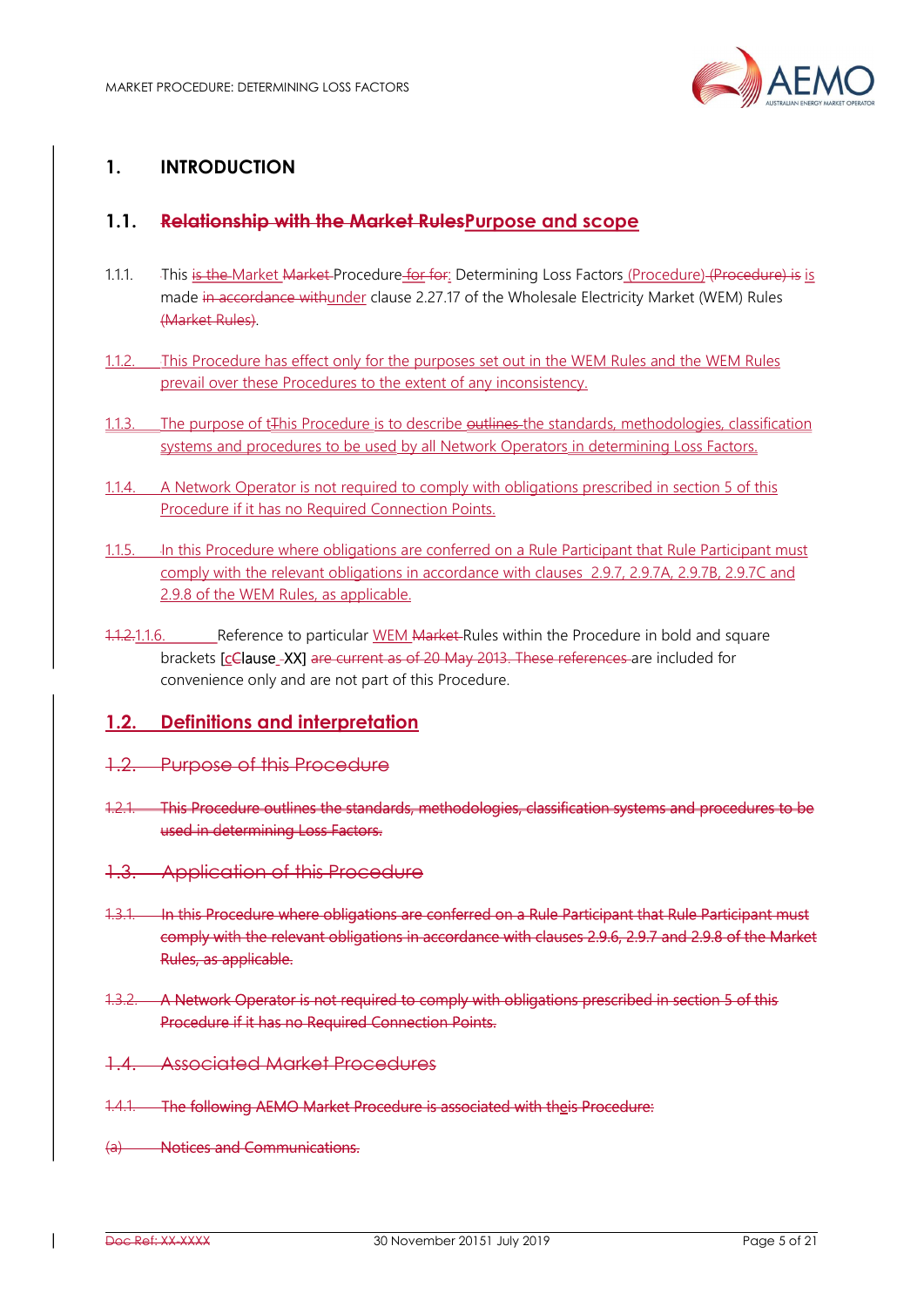# 1. INTRODUCTION

## 1.1. ~~Relationship with the Market Rules~~Purpose and scope

1.1.1. This ~~is the~~ Market ~~Market~~ Procedure ~~for for~~: Determining Loss Factors (Procedure) ~~(Procedure) is~~ is made ~~in accordance with~~under clause 2.27.17 of the Wholesale Electricity Market (WEM) Rules ~~(Market Rules)~~.

1.1.2. This Procedure has effect only for the purposes set out in the WEM Rules and the WEM Rules prevail over these Procedures to the extent of any inconsistency.

1.1.3. The purpose of t~~T~~his Procedure is to describe ~~outlines~~ the standards, methodologies, classification systems and procedures to be used by all Network Operators in determining Loss Factors.

1.1.4. A Network Operator is not required to comply with obligations prescribed in section 5 of this Procedure if it has no Required Connection Points.

1.1.5. In this Procedure where obligations are conferred on a Rule Participant that Rule Participant must comply with the relevant obligations in accordance with clauses 2.9.7, 2.9.7A, 2.9.7B, 2.9.7C and 2.9.8 of the WEM Rules, as applicable.

~~1.1.2.~~1.1.6. Reference to particular WEM ~~Market~~ Rules within the Procedure in bold and square brackets [c~~C~~lause XX] ~~are current as of 20 May 2013. These references~~ are included for convenience only and are not part of this Procedure.

## 1.2. Definitions and interpretation

## ~~1.2. Purpose of this Procedure~~

~~1.2.1. This Procedure outlines the standards, methodologies, classification systems and procedures to be used in determining Loss Factors.~~

## ~~1.3. Application of this Procedure~~

~~1.3.1. In this Procedure where obligations are conferred on a Rule Participant that Rule Participant must comply with the relevant obligations in accordance with clauses 2.9.6, 2.9.7 and 2.9.8 of the Market Rules, as applicable.~~

~~1.3.2. A Network Operator is not required to comply with obligations prescribed in section 5 of this Procedure if it has no Required Connection Points.~~

## ~~1.4. Associated Market Procedures~~

~~1.4.1. The following AEMO Market Procedure is associated with theis Procedure:~~

~~(a) Notices and Communications.~~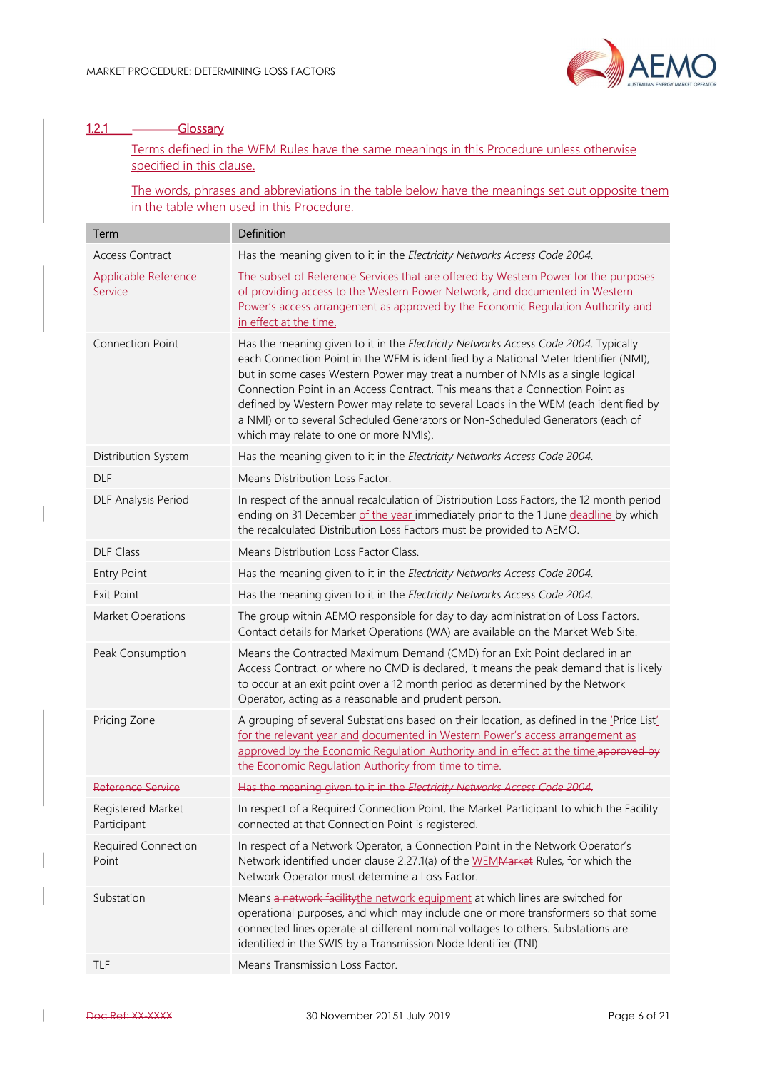### 1.2.1 Glossary

Terms defined in the WEM Rules have the same meanings in this Procedure unless otherwise specified in this clause.

The words, phrases and abbreviations in the table below have the meanings set out opposite them in the table when used in this Procedure.

| Term | Definition |
|---|---|
| Access Contract | Has the meaning given to it in the *Electricity Networks Access Code 2004*. |
| Applicable Reference Service | The subset of Reference Services that are offered by Western Power for the purposes of providing access to the Western Power Network, and documented in Western Power's access arrangement as approved by the Economic Regulation Authority and in effect at the time. |
| Connection Point | Has the meaning given to it in the *Electricity Networks Access Code 2004*. Typically each Connection Point in the WEM is identified by a National Meter Identifier (NMI), but in some cases Western Power may treat a number of NMIs as a single logical Connection Point in an Access Contract. This means that a Connection Point as defined by Western Power may relate to several Loads in the WEM (each identified by a NMI) or to several Scheduled Generators or Non-Scheduled Generators (each of which may relate to one or more NMIs). |
| Distribution System | Has the meaning given to it in the *Electricity Networks Access Code 2004*. |
| DLF | Means Distribution Loss Factor. |
| DLF Analysis Period | In respect of the annual recalculation of Distribution Loss Factors, the 12 month period ending on 31 December of the year immediately prior to the 1 June deadline by which the recalculated Distribution Loss Factors must be provided to AEMO. |
| DLF Class | Means Distribution Loss Factor Class. |
| Entry Point | Has the meaning given to it in the *Electricity Networks Access Code 2004*. |
| Exit Point | Has the meaning given to it in the *Electricity Networks Access Code 2004*. |
| Market Operations | The group within AEMO responsible for day to day administration of Loss Factors. Contact details for Market Operations (WA) are available on the Market Web Site. |
| Peak Consumption | Means the Contracted Maximum Demand (CMD) for an Exit Point declared in an Access Contract, or where no CMD is declared, it means the peak demand that is likely to occur at an exit point over a 12 month period as determined by the Network Operator, acting as a reasonable and prudent person. |
| Pricing Zone | A grouping of several Substations based on their location, as defined in the 'Price List' for the relevant year and documented in Western Power's access arrangement as approved by the Economic Regulation Authority and in effect at the time.~~approved by the Economic Regulation Authority from time to time.~~ |
| ~~Reference Service~~ | ~~Has the meaning given to it in the *Electricity Networks Access Code 2004*.~~ |
| Registered Market Participant | In respect of a Required Connection Point, the Market Participant to which the Facility connected at that Connection Point is registered. |
| Required Connection Point | In respect of a Network Operator, a Connection Point in the Network Operator's Network identified under clause 2.27.1(a) of the WEM~~Market~~ Rules, for which the Network Operator must determine a Loss Factor. |
| Substation | Means ~~a network facility~~the network equipment at which lines are switched for operational purposes, and which may include one or more transformers so that some connected lines operate at different nominal voltages to others. Substations are identified in the SWIS by a Transmission Node Identifier (TNI). |
| TLF | Means Transmission Loss Factor. |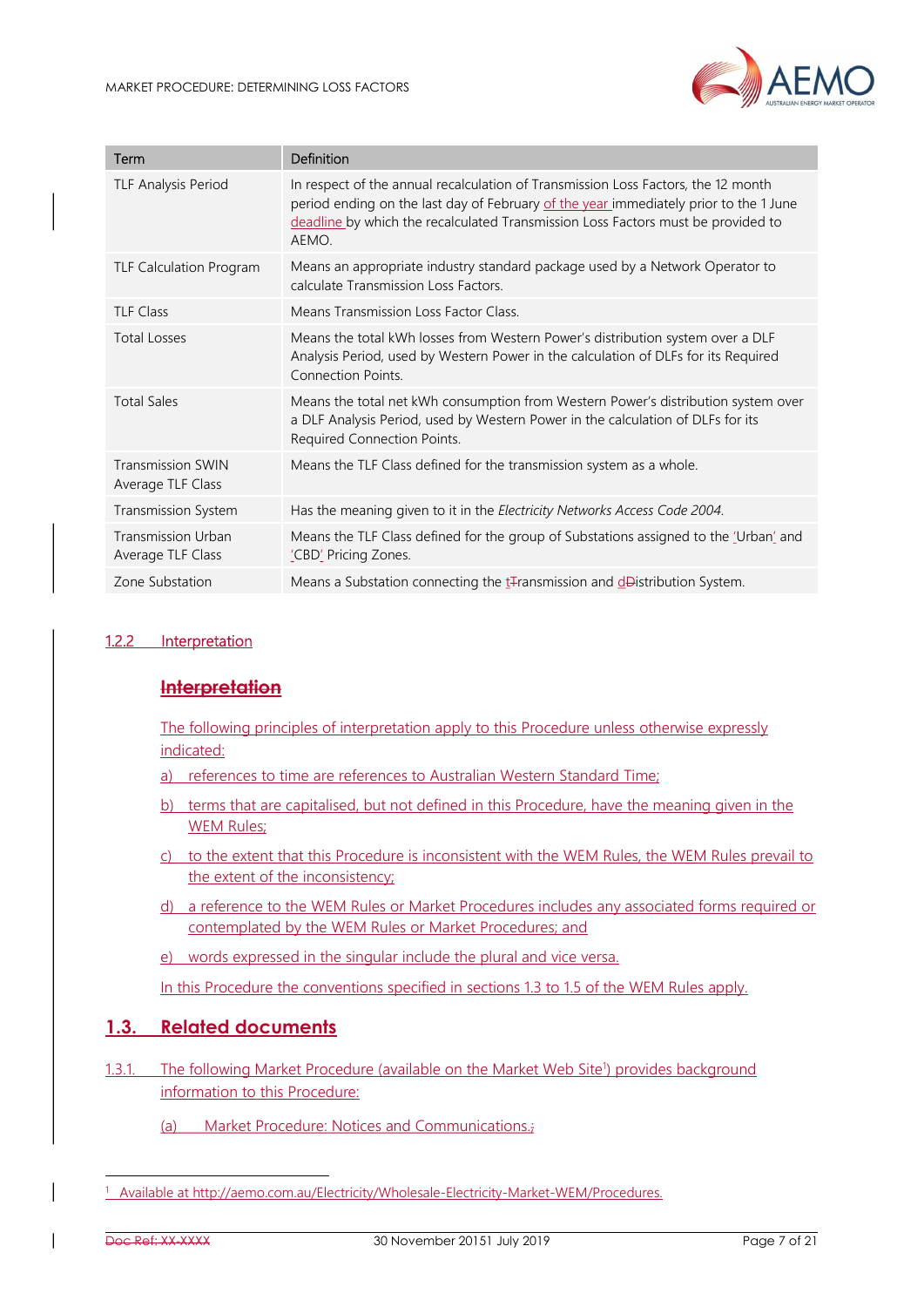| Term | Definition |
|---|---|
| TLF Analysis Period | In respect of the annual recalculation of Transmission Loss Factors, the 12 month period ending on the last day of February of the year immediately prior to the 1 June deadline by which the recalculated Transmission Loss Factors must be provided to AEMO. |
| TLF Calculation Program | Means an appropriate industry standard package used by a Network Operator to calculate Transmission Loss Factors. |
| TLF Class | Means Transmission Loss Factor Class. |
| Total Losses | Means the total kWh losses from Western Power's distribution system over a DLF Analysis Period, used by Western Power in the calculation of DLFs for its Required Connection Points. |
| Total Sales | Means the total net kWh consumption from Western Power's distribution system over a DLF Analysis Period, used by Western Power in the calculation of DLFs for its Required Connection Points. |
| Transmission SWIN Average TLF Class | Means the TLF Class defined for the transmission system as a whole. |
| Transmission System | Has the meaning given to it in the *Electricity Networks Access Code 2004.* |
| Transmission Urban Average TLF Class | Means the TLF Class defined for the group of Substations assigned to the 'Urban' and 'CBD' Pricing Zones. |
| Zone Substation | Means a Substation connecting the tTransmission and dDistribution System. |

### 1.2.2 Interpretation

**~~Interpretation~~**

The following principles of interpretation apply to this Procedure unless otherwise expressly indicated:

a) references to time are references to Australian Western Standard Time;

b) terms that are capitalised, but not defined in this Procedure, have the meaning given in the WEM Rules;

c) to the extent that this Procedure is inconsistent with the WEM Rules, the WEM Rules prevail to the extent of the inconsistency;

d) a reference to the WEM Rules or Market Procedures includes any associated forms required or contemplated by the WEM Rules or Market Procedures; and

e) words expressed in the singular include the plural and vice versa.

In this Procedure the conventions specified in sections 1.3 to 1.5 of the WEM Rules apply.

## 1.3. Related documents

1.3.1. The following Market Procedure (available on the Market Web Site[1]) provides background information to this Procedure:

(a) Market Procedure: Notices and Communications.;

[1] Available at http://aemo.com.au/Electricity/Wholesale-Electricity-Market-WEM/Procedures.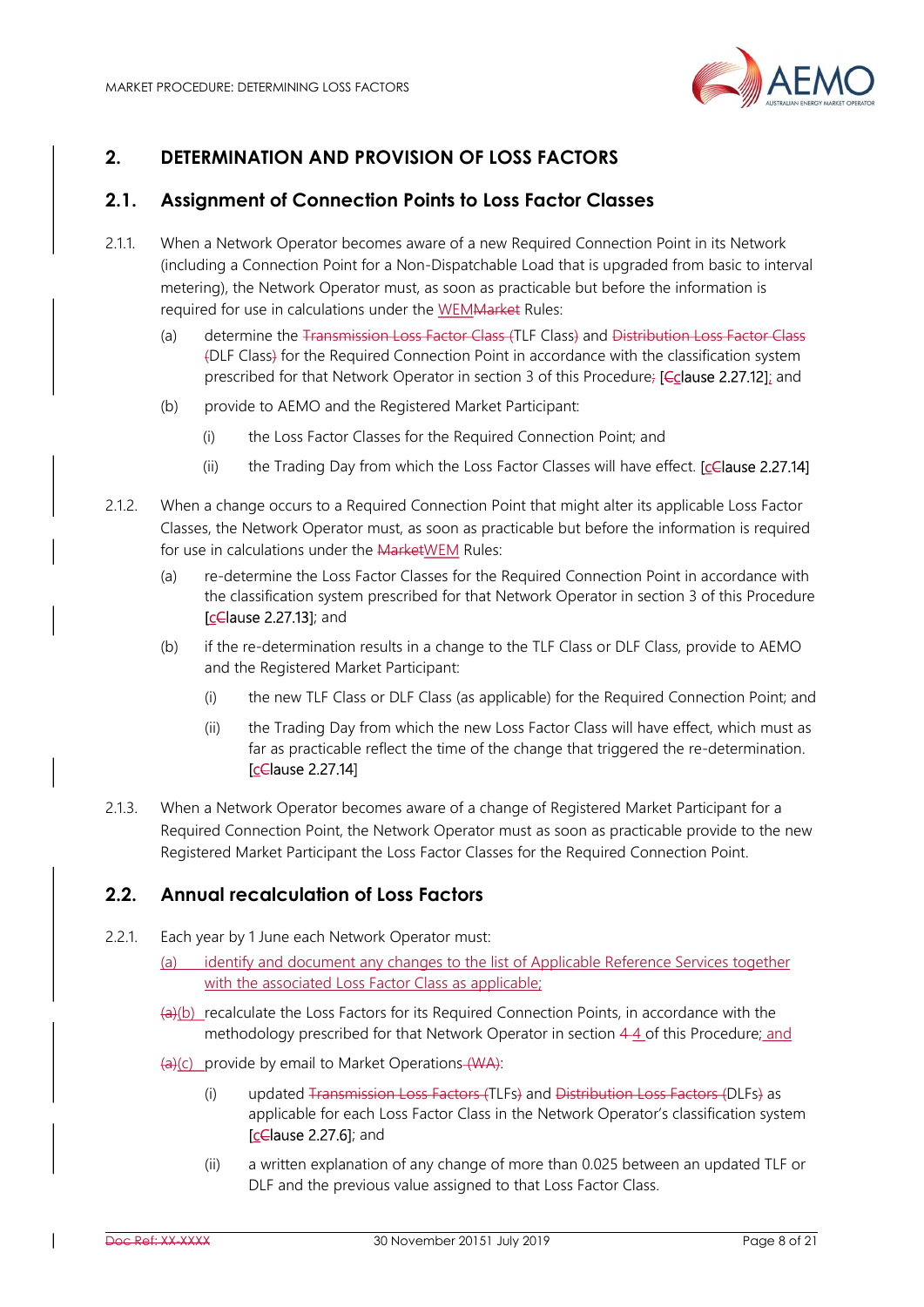## 2. DETERMINATION AND PROVISION OF LOSS FACTORS

### 2.1. Assignment of Connection Points to Loss Factor Classes

2.1.1. When a Network Operator becomes aware of a new Required Connection Point in its Network (including a Connection Point for a Non-Dispatchable Load that is upgraded from basic to interval metering), the Network Operator must, as soon as practicable but before the information is required for use in calculations under the WEMMarket Rules:

(a) determine the Transmission Loss Factor Class (TLF Class) and Distribution Loss Factor Class (DLF Class) for the Required Connection Point in accordance with the classification system prescribed for that Network Operator in section 3 of this Procedure; [cClause 2.27.12]; and

(b) provide to AEMO and the Registered Market Participant:

(i) the Loss Factor Classes for the Required Connection Point; and

(ii) the Trading Day from which the Loss Factor Classes will have effect. [cClause 2.27.14]

2.1.2. When a change occurs to a Required Connection Point that might alter its applicable Loss Factor Classes, the Network Operator must, as soon as practicable but before the information is required for use in calculations under the MarketWEM Rules:

(a) re-determine the Loss Factor Classes for the Required Connection Point in accordance with the classification system prescribed for that Network Operator in section 3 of this Procedure [cClause 2.27.13]; and

(b) if the re-determination results in a change to the TLF Class or DLF Class, provide to AEMO and the Registered Market Participant:

(i) the new TLF Class or DLF Class (as applicable) for the Required Connection Point; and

(ii) the Trading Day from which the new Loss Factor Class will have effect, which must as far as practicable reflect the time of the change that triggered the re-determination. [cClause 2.27.14]

2.1.3. When a Network Operator becomes aware of a change of Registered Market Participant for a Required Connection Point, the Network Operator must as soon as practicable provide to the new Registered Market Participant the Loss Factor Classes for the Required Connection Point.

### 2.2. Annual recalculation of Loss Factors

2.2.1. Each year by 1 June each Network Operator must:

(a) identify and document any changes to the list of Applicable Reference Services together with the associated Loss Factor Class as applicable;

(a)(b) recalculate the Loss Factors for its Required Connection Points, in accordance with the methodology prescribed for that Network Operator in section 4 4 of this Procedure; and

(a)(c) provide by email to Market Operations (WA):

(i) updated Transmission Loss Factors (TLFs) and Distribution Loss Factors (DLFs) as applicable for each Loss Factor Class in the Network Operator's classification system [cClause 2.27.6]; and

(ii) a written explanation of any change of more than 0.025 between an updated TLF or DLF and the previous value assigned to that Loss Factor Class.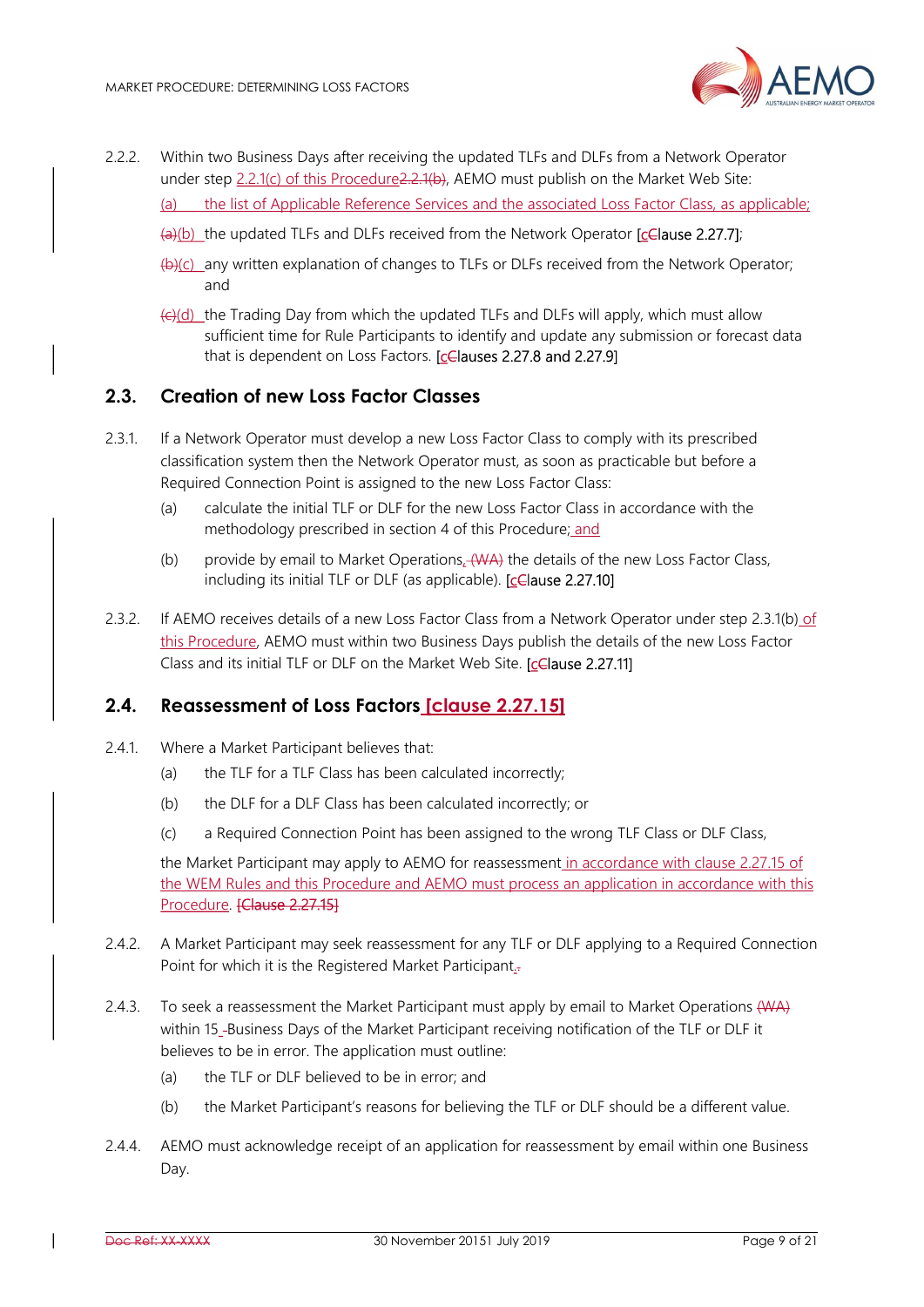2.2.2. Within two Business Days after receiving the updated TLFs and DLFs from a Network Operator under step 2.2.1(c) of this Procedure2.2.1(b), AEMO must publish on the Market Web Site:

(a) the list of Applicable Reference Services and the associated Loss Factor Class, as applicable;

(a)(b) the updated TLFs and DLFs received from the Network Operator [cClause 2.27.7];

(b)(c) any written explanation of changes to TLFs or DLFs received from the Network Operator; and

(c)(d) the Trading Day from which the updated TLFs and DLFs will apply, which must allow sufficient time for Rule Participants to identify and update any submission or forecast data that is dependent on Loss Factors. [cClauses 2.27.8 and 2.27.9]

## 2.3. Creation of new Loss Factor Classes

2.3.1. If a Network Operator must develop a new Loss Factor Class to comply with its prescribed classification system then the Network Operator must, as soon as practicable but before a Required Connection Point is assigned to the new Loss Factor Class:

(a) calculate the initial TLF or DLF for the new Loss Factor Class in accordance with the methodology prescribed in section 4 of this Procedure; and

(b) provide by email to Market Operations, (WA) the details of the new Loss Factor Class, including its initial TLF or DLF (as applicable). [cClause 2.27.10]

2.3.2. If AEMO receives details of a new Loss Factor Class from a Network Operator under step 2.3.1(b) of this Procedure, AEMO must within two Business Days publish the details of the new Loss Factor Class and its initial TLF or DLF on the Market Web Site. [cClause 2.27.11]

## 2.4. Reassessment of Loss Factors [clause 2.27.15]

2.4.1. Where a Market Participant believes that:

(a) the TLF for a TLF Class has been calculated incorrectly;

(b) the DLF for a DLF Class has been calculated incorrectly; or

(c) a Required Connection Point has been assigned to the wrong TLF Class or DLF Class,

the Market Participant may apply to AEMO for reassessment in accordance with clause 2.27.15 of the WEM Rules and this Procedure and AEMO must process an application in accordance with this Procedure. [Clause 2.27.15]

2.4.2. A Market Participant may seek reassessment for any TLF or DLF applying to a Required Connection Point for which it is the Registered Market Participant..

2.4.3. To seek a reassessment the Market Participant must apply by email to Market Operations (WA) within 15 Business Days of the Market Participant receiving notification of the TLF or DLF it believes to be in error. The application must outline:

(a) the TLF or DLF believed to be in error; and

(b) the Market Participant's reasons for believing the TLF or DLF should be a different value.

2.4.4. AEMO must acknowledge receipt of an application for reassessment by email within one Business Day.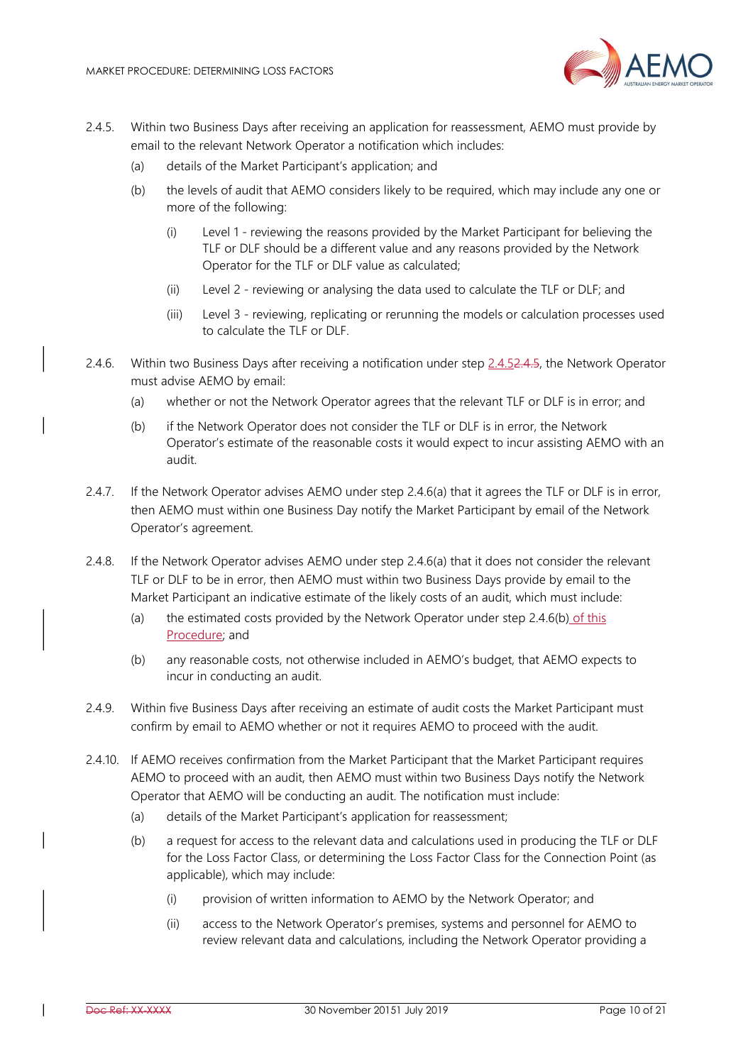2.4.5. Within two Business Days after receiving an application for reassessment, AEMO must provide by email to the relevant Network Operator a notification which includes:

(a) details of the Market Participant's application; and

(b) the levels of audit that AEMO considers likely to be required, which may include any one or more of the following:

(i) Level 1 - reviewing the reasons provided by the Market Participant for believing the TLF or DLF should be a different value and any reasons provided by the Network Operator for the TLF or DLF value as calculated;

(ii) Level 2 - reviewing or analysing the data used to calculate the TLF or DLF; and

(iii) Level 3 - reviewing, replicating or rerunning the models or calculation processes used to calculate the TLF or DLF.

2.4.6. Within two Business Days after receiving a notification under step 2.4.5~~2.4.5~~, the Network Operator must advise AEMO by email:

(a) whether or not the Network Operator agrees that the relevant TLF or DLF is in error; and

(b) if the Network Operator does not consider the TLF or DLF is in error, the Network Operator's estimate of the reasonable costs it would expect to incur assisting AEMO with an audit.

2.4.7. If the Network Operator advises AEMO under step 2.4.6(a) that it agrees the TLF or DLF is in error, then AEMO must within one Business Day notify the Market Participant by email of the Network Operator's agreement.

2.4.8. If the Network Operator advises AEMO under step 2.4.6(a) that it does not consider the relevant TLF or DLF to be in error, then AEMO must within two Business Days provide by email to the Market Participant an indicative estimate of the likely costs of an audit, which must include:

(a) the estimated costs provided by the Network Operator under step 2.4.6(b) of this Procedure; and

(b) any reasonable costs, not otherwise included in AEMO's budget, that AEMO expects to incur in conducting an audit.

2.4.9. Within five Business Days after receiving an estimate of audit costs the Market Participant must confirm by email to AEMO whether or not it requires AEMO to proceed with the audit.

2.4.10. If AEMO receives confirmation from the Market Participant that the Market Participant requires AEMO to proceed with an audit, then AEMO must within two Business Days notify the Network Operator that AEMO will be conducting an audit. The notification must include:

(a) details of the Market Participant's application for reassessment;

(b) a request for access to the relevant data and calculations used in producing the TLF or DLF for the Loss Factor Class, or determining the Loss Factor Class for the Connection Point (as applicable), which may include:

(i) provision of written information to AEMO by the Network Operator; and

(ii) access to the Network Operator's premises, systems and personnel for AEMO to review relevant data and calculations, including the Network Operator providing a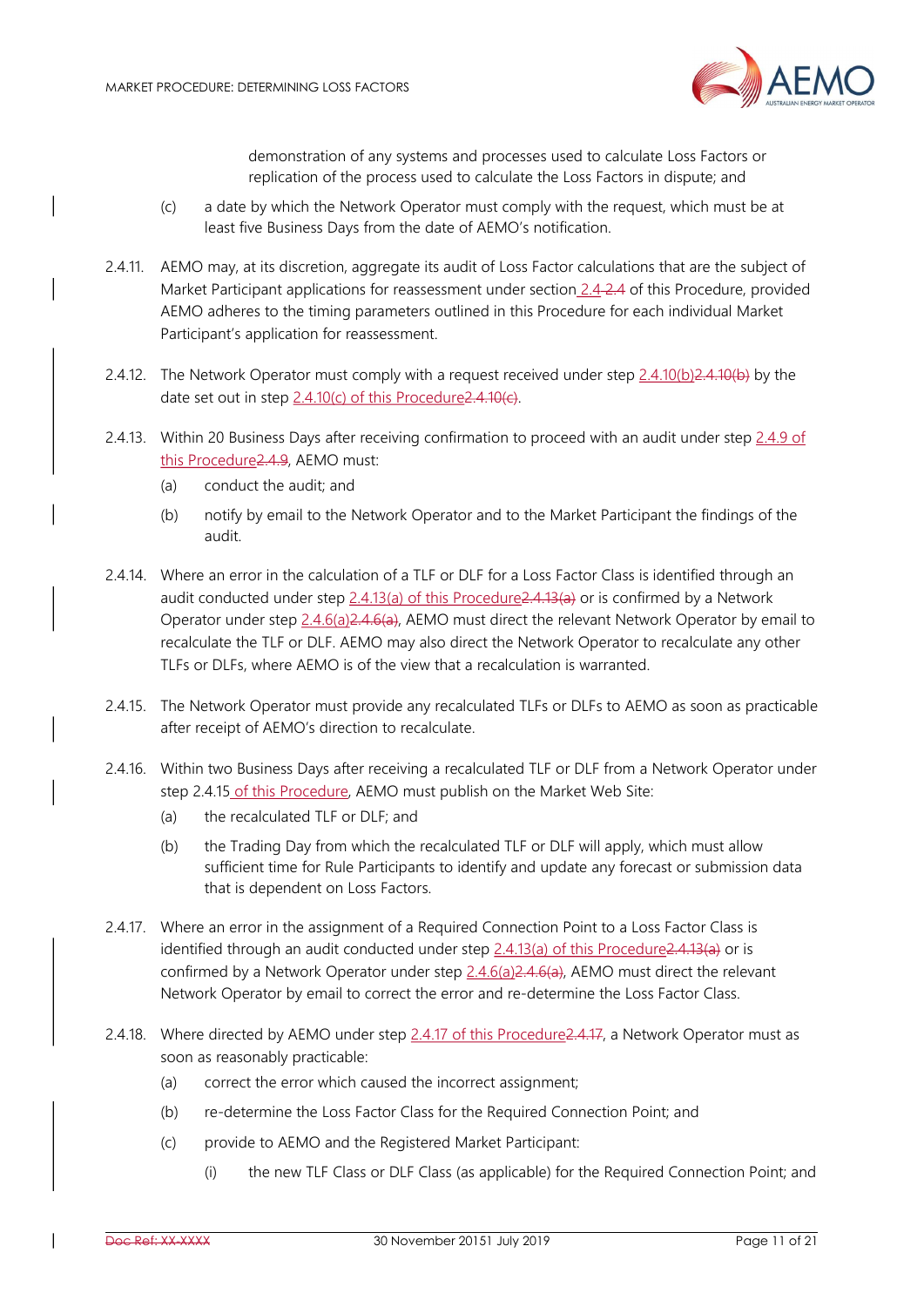demonstration of any systems and processes used to calculate Loss Factors or replication of the process used to calculate the Loss Factors in dispute; and

(c) a date by which the Network Operator must comply with the request, which must be at least five Business Days from the date of AEMO's notification.

2.4.11. AEMO may, at its discretion, aggregate its audit of Loss Factor calculations that are the subject of Market Participant applications for reassessment under section 2.4 ~~2.4~~ of this Procedure, provided AEMO adheres to the timing parameters outlined in this Procedure for each individual Market Participant's application for reassessment.

2.4.12. The Network Operator must comply with a request received under step 2.4.10(b)~~2.4.10(b)~~ by the date set out in step 2.4.10(c) of this Procedure~~2.4.10(c)~~.

2.4.13. Within 20 Business Days after receiving confirmation to proceed with an audit under step 2.4.9 of this Procedure~~2.4.9~~, AEMO must:

(a) conduct the audit; and

(b) notify by email to the Network Operator and to the Market Participant the findings of the audit.

2.4.14. Where an error in the calculation of a TLF or DLF for a Loss Factor Class is identified through an audit conducted under step 2.4.13(a) of this Procedure~~2.4.13(a)~~ or is confirmed by a Network Operator under step 2.4.6(a)~~2.4.6(a)~~, AEMO must direct the relevant Network Operator by email to recalculate the TLF or DLF. AEMO may also direct the Network Operator to recalculate any other TLFs or DLFs, where AEMO is of the view that a recalculation is warranted.

2.4.15. The Network Operator must provide any recalculated TLFs or DLFs to AEMO as soon as practicable after receipt of AEMO's direction to recalculate.

2.4.16. Within two Business Days after receiving a recalculated TLF or DLF from a Network Operator under step 2.4.15 of this Procedure, AEMO must publish on the Market Web Site:

(a) the recalculated TLF or DLF; and

(b) the Trading Day from which the recalculated TLF or DLF will apply, which must allow sufficient time for Rule Participants to identify and update any forecast or submission data that is dependent on Loss Factors.

2.4.17. Where an error in the assignment of a Required Connection Point to a Loss Factor Class is identified through an audit conducted under step 2.4.13(a) of this Procedure~~2.4.13(a)~~ or is confirmed by a Network Operator under step 2.4.6(a)~~2.4.6(a)~~, AEMO must direct the relevant Network Operator by email to correct the error and re-determine the Loss Factor Class.

2.4.18. Where directed by AEMO under step 2.4.17 of this Procedure~~2.4.17~~, a Network Operator must as soon as reasonably practicable:

(a) correct the error which caused the incorrect assignment;

(b) re-determine the Loss Factor Class for the Required Connection Point; and

(c) provide to AEMO and the Registered Market Participant:

(i) the new TLF Class or DLF Class (as applicable) for the Required Connection Point; and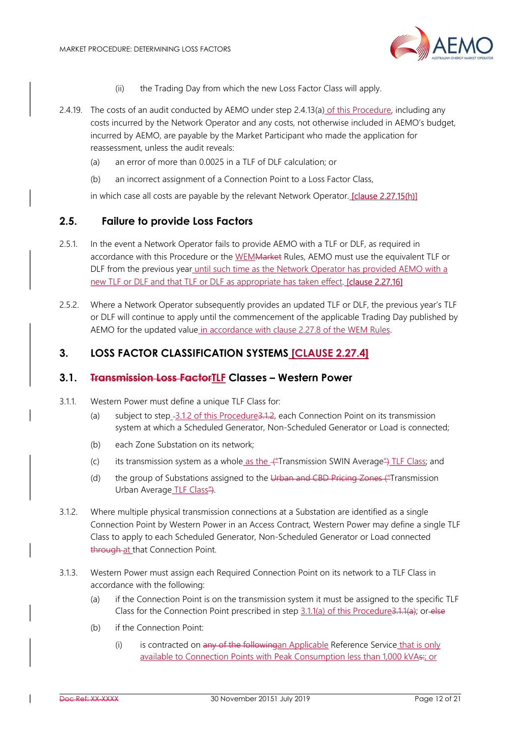(ii) the Trading Day from which the new Loss Factor Class will apply.

2.4.19. The costs of an audit conducted by AEMO under step 2.4.13(a) of this Procedure, including any costs incurred by the Network Operator and any costs, not otherwise included in AEMO's budget, incurred by AEMO, are payable by the Market Participant who made the application for reassessment, unless the audit reveals:

(a) an error of more than 0.0025 in a TLF of DLF calculation; or

(b) an incorrect assignment of a Connection Point to a Loss Factor Class,

in which case all costs are payable by the relevant Network Operator. [clause 2.27.15(h)]

## 2.5. Failure to provide Loss Factors

2.5.1. In the event a Network Operator fails to provide AEMO with a TLF or DLF, as required in accordance with this Procedure or the WEMMarket Rules, AEMO must use the equivalent TLF or DLF from the previous year until such time as the Network Operator has provided AEMO with a new TLF or DLF and that TLF or DLF as appropriate has taken effect. [clause 2.27.16]

2.5.2. Where a Network Operator subsequently provides an updated TLF or DLF, the previous year's TLF or DLF will continue to apply until the commencement of the applicable Trading Day published by AEMO for the updated value in accordance with clause 2.27.8 of the WEM Rules.

# 3. LOSS FACTOR CLASSIFICATION SYSTEMS [CLAUSE 2.27.4]

## 3.1. Transmission Loss FactorTLF Classes – Western Power

3.1.1. Western Power must define a unique TLF Class for:

(a) subject to step -3.1.2 of this Procedure3.1.2, each Connection Point on its transmission system at which a Scheduled Generator, Non-Scheduled Generator or Load is connected;

(b) each Zone Substation on its network;

(c) its transmission system as a whole as the ("Transmission SWIN Average") TLF Class; and

(d) the group of Substations assigned to the Urban and CBD Pricing Zones ("Transmission Urban Average TLF Class").

3.1.2. Where multiple physical transmission connections at a Substation are identified as a single Connection Point by Western Power in an Access Contract, Western Power may define a single TLF Class to apply to each Scheduled Generator, Non-Scheduled Generator or Load connected through at that Connection Point.

3.1.3. Western Power must assign each Required Connection Point on its network to a TLF Class in accordance with the following:

(a) if the Connection Point is on the transmission system it must be assigned to the specific TLF Class for the Connection Point prescribed in step 3.1.1(a) of this Procedure3.1.1(a); or else

(b) if the Connection Point:

(i) is contracted on any of the followingan Applicable Reference Service that is only available to Connection Points with Peak Consumption less than 1,000 kVAs:; or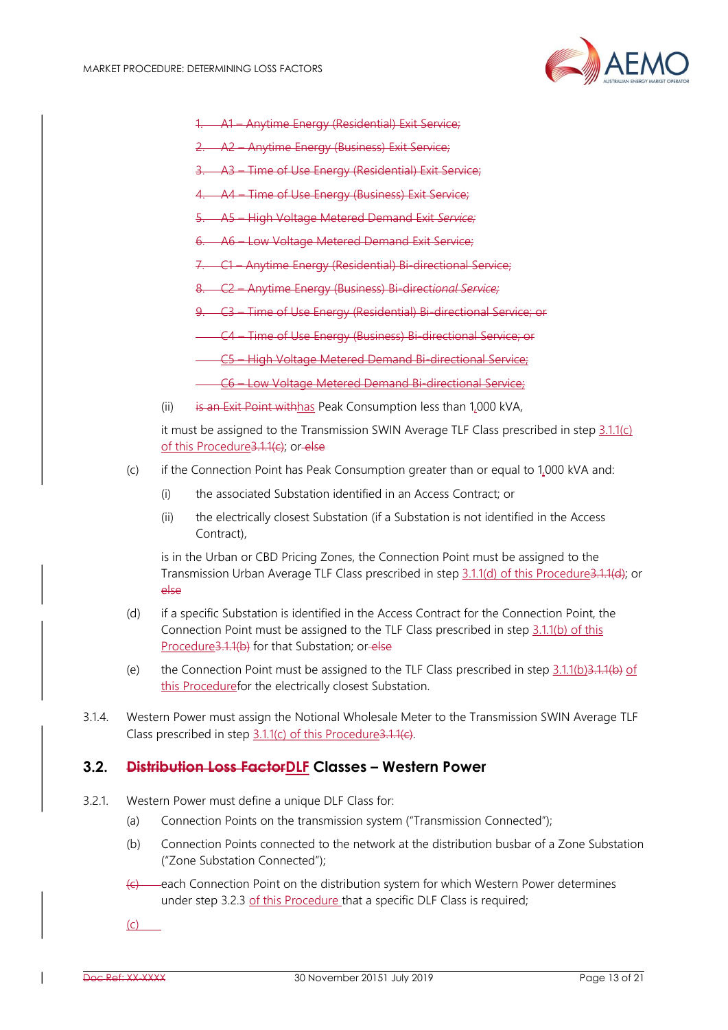1. A1 – Anytime Energy (Residential) Exit Service;
2. A2 – Anytime Energy (Business) Exit Service;
3. A3 – Time of Use Energy (Residential) Exit Service;
4. A4 – Time of Use Energy (Business) Exit Service;
5. A5 – High Voltage Metered Demand Exit Service;
6. A6 – Low Voltage Metered Demand Exit Service;
7. C1 – Anytime Energy (Residential) Bi-directional Service;
8. C2 – Anytime Energy (Business) Bi-directional Service;
9. C3 – Time of Use Energy (Residential) Bi-directional Service; or

C4 – Time of Use Energy (Business) Bi-directional Service; or

C5 – High Voltage Metered Demand Bi-directional Service;

C6 – Low Voltage Metered Demand Bi-directional Service;

(ii) is an Exit Point withhas Peak Consumption less than 1,000 kVA,

it must be assigned to the Transmission SWIN Average TLF Class prescribed in step 3.1.1(c) of this Procedure3.1.1(c); or else

(c) if the Connection Point has Peak Consumption greater than or equal to 1,000 kVA and:

(i) the associated Substation identified in an Access Contract; or

(ii) the electrically closest Substation (if a Substation is not identified in the Access Contract),

is in the Urban or CBD Pricing Zones, the Connection Point must be assigned to the Transmission Urban Average TLF Class prescribed in step 3.1.1(d) of this Procedure3.1.1(d); or else

(d) if a specific Substation is identified in the Access Contract for the Connection Point, the Connection Point must be assigned to the TLF Class prescribed in step 3.1.1(b) of this Procedure3.1.1(b) for that Substation; or else

(e) the Connection Point must be assigned to the TLF Class prescribed in step 3.1.1(b)3.1.1(b) of this Procedurefor the electrically closest Substation.

3.1.4. Western Power must assign the Notional Wholesale Meter to the Transmission SWIN Average TLF Class prescribed in step 3.1.1(c) of this Procedure3.1.1(c).

## 3.2. Distribution Loss FactorDLF Classes – Western Power

3.2.1. Western Power must define a unique DLF Class for:

(a) Connection Points on the transmission system ("Transmission Connected");

(b) Connection Points connected to the network at the distribution busbar of a Zone Substation ("Zone Substation Connected");

(c) each Connection Point on the distribution system for which Western Power determines under step 3.2.3 of this Procedure that a specific DLF Class is required;

(c)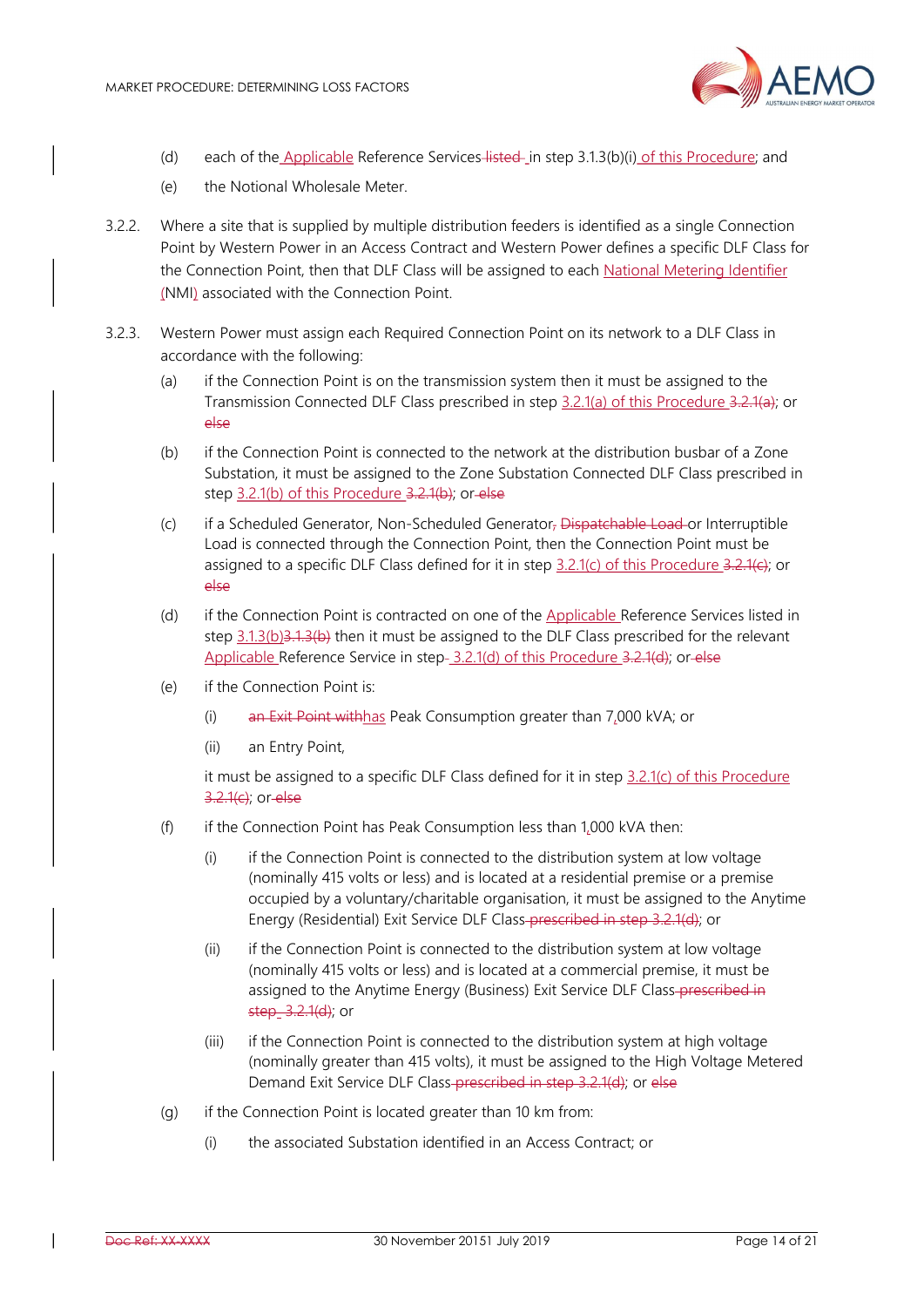(d) each of the Applicable Reference Services listed in step 3.1.3(b)(i) of this Procedure; and

(e) the Notional Wholesale Meter.

3.2.2. Where a site that is supplied by multiple distribution feeders is identified as a single Connection Point by Western Power in an Access Contract and Western Power defines a specific DLF Class for the Connection Point, then that DLF Class will be assigned to each National Metering Identifier (NMI) associated with the Connection Point.

3.2.3. Western Power must assign each Required Connection Point on its network to a DLF Class in accordance with the following:

(a) if the Connection Point is on the transmission system then it must be assigned to the Transmission Connected DLF Class prescribed in step 3.2.1(a) of this Procedure 3.2.1(a); or else

(b) if the Connection Point is connected to the network at the distribution busbar of a Zone Substation, it must be assigned to the Zone Substation Connected DLF Class prescribed in step 3.2.1(b) of this Procedure 3.2.1(b); or else

(c) if a Scheduled Generator, Non-Scheduled Generator, Dispatchable Load or Interruptible Load is connected through the Connection Point, then the Connection Point must be assigned to a specific DLF Class defined for it in step 3.2.1(c) of this Procedure 3.2.1(c); or else

(d) if the Connection Point is contracted on one of the Applicable Reference Services listed in step 3.1.3(b)3.1.3(b) then it must be assigned to the DLF Class prescribed for the relevant Applicable Reference Service in step 3.2.1(d) of this Procedure 3.2.1(d); or else

(e) if the Connection Point is:

  (i) an Exit Point withhas Peak Consumption greater than 7,000 kVA; or

  (ii) an Entry Point,

  it must be assigned to a specific DLF Class defined for it in step 3.2.1(c) of this Procedure 3.2.1(c); or else

(f) if the Connection Point has Peak Consumption less than 1,000 kVA then:

  (i) if the Connection Point is connected to the distribution system at low voltage (nominally 415 volts or less) and is located at a residential premise or a premise occupied by a voluntary/charitable organisation, it must be assigned to the Anytime Energy (Residential) Exit Service DLF Class prescribed in step 3.2.1(d); or

  (ii) if the Connection Point is connected to the distribution system at low voltage (nominally 415 volts or less) and is located at a commercial premise, it must be assigned to the Anytime Energy (Business) Exit Service DLF Class prescribed in step 3.2.1(d); or

  (iii) if the Connection Point is connected to the distribution system at high voltage (nominally greater than 415 volts), it must be assigned to the High Voltage Metered Demand Exit Service DLF Class prescribed in step 3.2.1(d); or else

(g) if the Connection Point is located greater than 10 km from:

  (i) the associated Substation identified in an Access Contract; or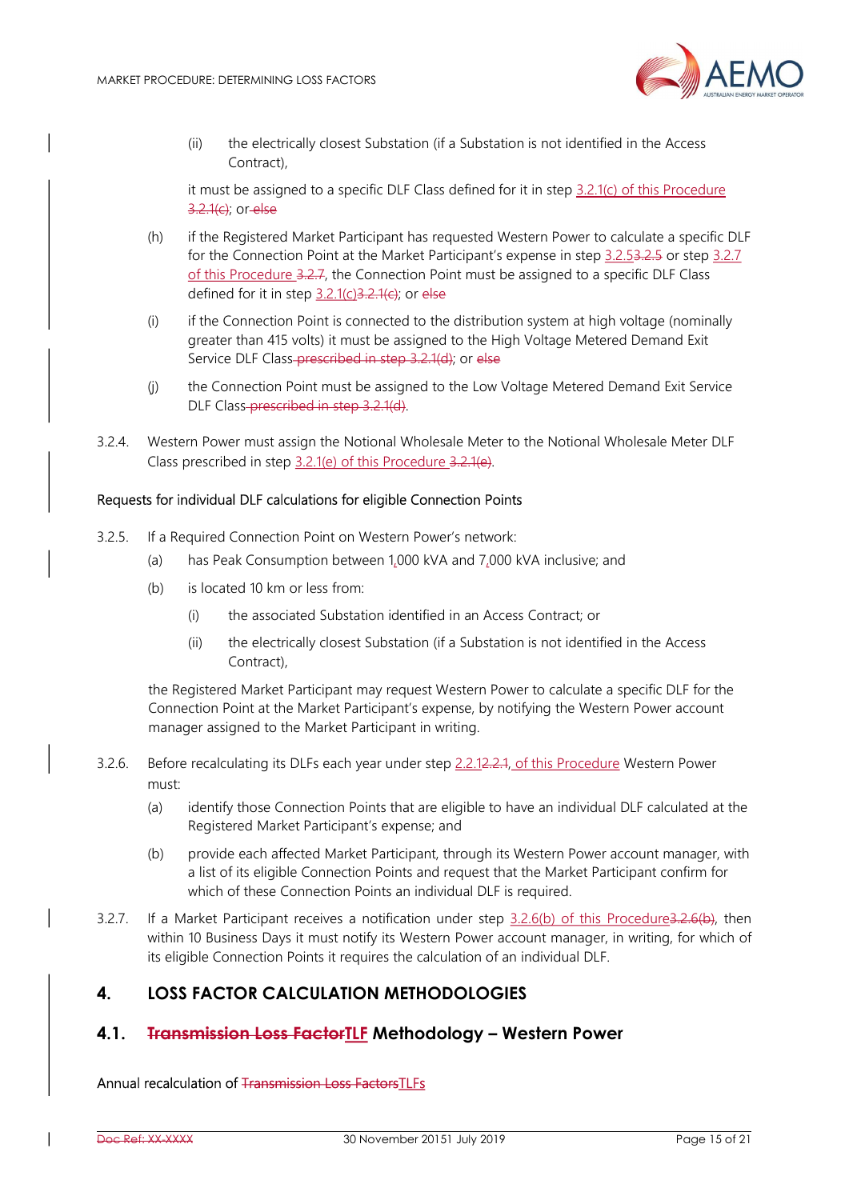(ii) the electrically closest Substation (if a Substation is not identified in the Access Contract),

it must be assigned to a specific DLF Class defined for it in step 3.2.1(c) of this Procedure ~~3.2.1(c)~~; or ~~else~~

(h) if the Registered Market Participant has requested Western Power to calculate a specific DLF for the Connection Point at the Market Participant's expense in step 3.2.5~~3.2.5~~ or step 3.2.7 of this Procedure ~~3.2.7~~, the Connection Point must be assigned to a specific DLF Class defined for it in step 3.2.1(c)~~3.2.1(c)~~; or ~~else~~

(i) if the Connection Point is connected to the distribution system at high voltage (nominally greater than 415 volts) it must be assigned to the High Voltage Metered Demand Exit Service DLF Class ~~prescribed in step 3.2.1(d)~~; or ~~else~~

(j) the Connection Point must be assigned to the Low Voltage Metered Demand Exit Service DLF Class ~~prescribed in step 3.2.1(d)~~.

3.2.4. Western Power must assign the Notional Wholesale Meter to the Notional Wholesale Meter DLF Class prescribed in step 3.2.1(e) of this Procedure ~~3.2.1(e)~~.

Requests for individual DLF calculations for eligible Connection Points

3.2.5. If a Required Connection Point on Western Power's network:

(a) has Peak Consumption between 1,000 kVA and 7,000 kVA inclusive; and

(b) is located 10 km or less from:

(i) the associated Substation identified in an Access Contract; or

(ii) the electrically closest Substation (if a Substation is not identified in the Access Contract),

the Registered Market Participant may request Western Power to calculate a specific DLF for the Connection Point at the Market Participant's expense, by notifying the Western Power account manager assigned to the Market Participant in writing.

3.2.6. Before recalculating its DLFs each year under step 2.2.1~~2.2.1~~, of this Procedure Western Power must:

(a) identify those Connection Points that are eligible to have an individual DLF calculated at the Registered Market Participant's expense; and

(b) provide each affected Market Participant, through its Western Power account manager, with a list of its eligible Connection Points and request that the Market Participant confirm for which of these Connection Points an individual DLF is required.

3.2.7. If a Market Participant receives a notification under step 3.2.6(b) of this Procedure~~3.2.6(b)~~, then within 10 Business Days it must notify its Western Power account manager, in writing, for which of its eligible Connection Points it requires the calculation of an individual DLF.

## 4. LOSS FACTOR CALCULATION METHODOLOGIES

### 4.1. ~~Transmission Loss Factor~~TLF Methodology – Western Power

Annual recalculation of ~~Transmission Loss Factors~~TLFs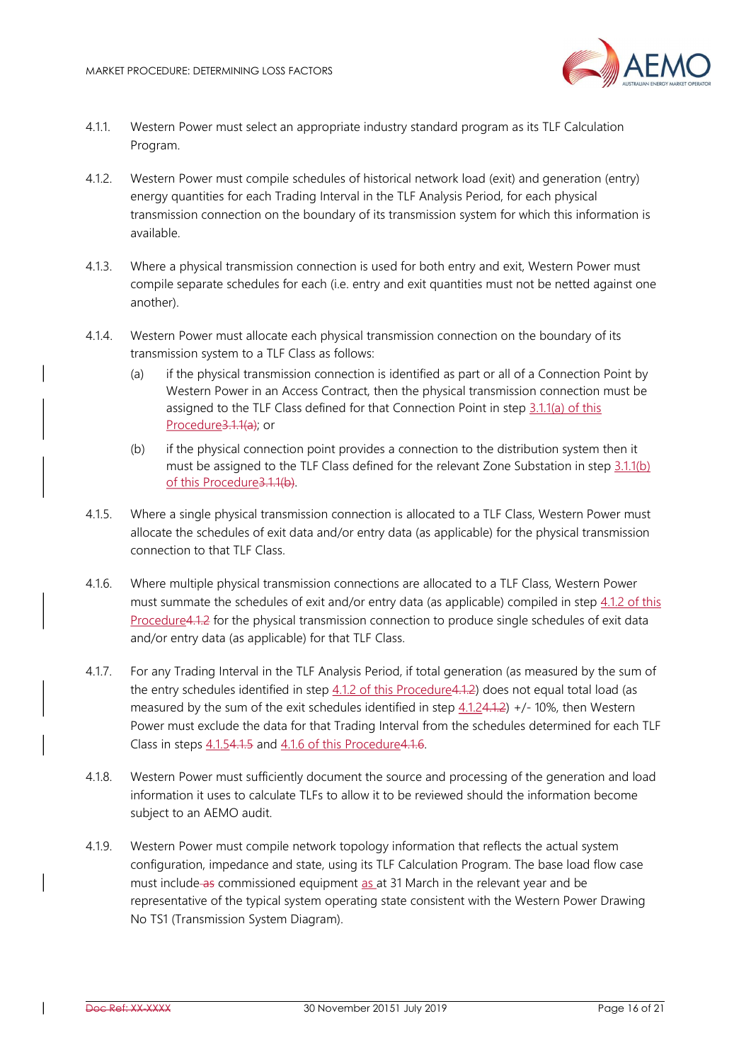4.1.1. Western Power must select an appropriate industry standard program as its TLF Calculation Program.

4.1.2. Western Power must compile schedules of historical network load (exit) and generation (entry) energy quantities for each Trading Interval in the TLF Analysis Period, for each physical transmission connection on the boundary of its transmission system for which this information is available.

4.1.3. Where a physical transmission connection is used for both entry and exit, Western Power must compile separate schedules for each (i.e. entry and exit quantities must not be netted against one another).

4.1.4. Western Power must allocate each physical transmission connection on the boundary of its transmission system to a TLF Class as follows:

(a) if the physical transmission connection is identified as part or all of a Connection Point by Western Power in an Access Contract, then the physical transmission connection must be assigned to the TLF Class defined for that Connection Point in step 3.1.1(a) of this Procedure3.1.1(a); or

(b) if the physical connection point provides a connection to the distribution system then it must be assigned to the TLF Class defined for the relevant Zone Substation in step 3.1.1(b) of this Procedure3.1.1(b).

4.1.5. Where a single physical transmission connection is allocated to a TLF Class, Western Power must allocate the schedules of exit data and/or entry data (as applicable) for the physical transmission connection to that TLF Class.

4.1.6. Where multiple physical transmission connections are allocated to a TLF Class, Western Power must summate the schedules of exit and/or entry data (as applicable) compiled in step 4.1.2 of this Procedure4.1.2 for the physical transmission connection to produce single schedules of exit data and/or entry data (as applicable) for that TLF Class.

4.1.7. For any Trading Interval in the TLF Analysis Period, if total generation (as measured by the sum of the entry schedules identified in step 4.1.2 of this Procedure4.1.2) does not equal total load (as measured by the sum of the exit schedules identified in step 4.1.24.1.2) +/- 10%, then Western Power must exclude the data for that Trading Interval from the schedules determined for each TLF Class in steps 4.1.54.1.5 and 4.1.6 of this Procedure4.1.6.

4.1.8. Western Power must sufficiently document the source and processing of the generation and load information it uses to calculate TLFs to allow it to be reviewed should the information become subject to an AEMO audit.

4.1.9. Western Power must compile network topology information that reflects the actual system configuration, impedance and state, using its TLF Calculation Program. The base load flow case must include as commissioned equipment as at 31 March in the relevant year and be representative of the typical system operating state consistent with the Western Power Drawing No TS1 (Transmission System Diagram).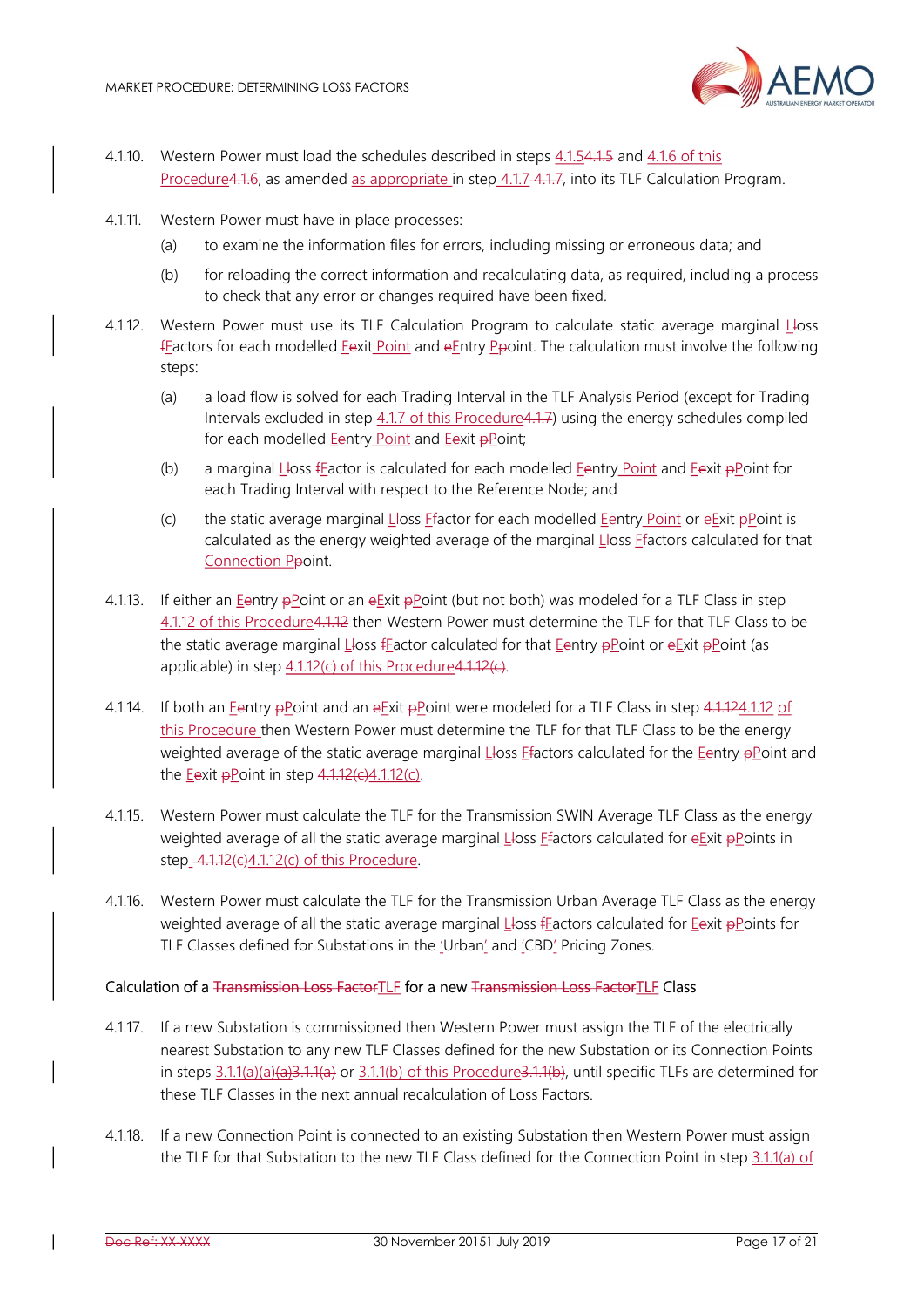4.1.10. Western Power must load the schedules described in steps 4.1.5 and 4.1.6 of this Procedure, as amended as appropriate in step 4.1.7, into its TLF Calculation Program.

4.1.11. Western Power must have in place processes:

(a) to examine the information files for errors, including missing or erroneous data; and

(b) for reloading the correct information and recalculating data, as required, including a process to check that any error or changes required have been fixed.

4.1.12. Western Power must use its TLF Calculation Program to calculate static average marginal Loss Factors for each modelled Exit Point and Entry Point. The calculation must involve the following steps:

(a) a load flow is solved for each Trading Interval in the TLF Analysis Period (except for Trading Intervals excluded in step 4.1.7 of this Procedure) using the energy schedules compiled for each modelled Entry Point and Exit Point;

(b) a marginal Loss Factor is calculated for each modelled Entry Point and Exit Point for each Trading Interval with respect to the Reference Node; and

(c) the static average marginal Loss Factor for each modelled Entry Point or Exit Point is calculated as the energy weighted average of the marginal Loss Factors calculated for that Connection Point.

4.1.13. If either an Entry Point or an Exit Point (but not both) was modeled for a TLF Class in step 4.1.12 of this Procedure then Western Power must determine the TLF for that TLF Class to be the static average marginal Loss Factor calculated for that Entry Point or Exit Point (as applicable) in step 4.1.12(c) of this Procedure.

4.1.14. If both an Entry Point and an Exit Point were modeled for a TLF Class in step 4.1.12 of this Procedure then Western Power must determine the TLF for that TLF Class to be the energy weighted average of the static average marginal Loss Factors calculated for the Entry Point and the Exit Point in step 4.1.12(c).

4.1.15. Western Power must calculate the TLF for the Transmission SWIN Average TLF Class as the energy weighted average of all the static average marginal Loss Factors calculated for Exit Points in step 4.1.12(c) of this Procedure.

4.1.16. Western Power must calculate the TLF for the Transmission Urban Average TLF Class as the energy weighted average of all the static average marginal Loss Factors calculated for Exit Points for TLF Classes defined for Substations in the 'Urban' and 'CBD' Pricing Zones.

Calculation of a TLF for a new TLF Class

4.1.17. If a new Substation is commissioned then Western Power must assign the TLF of the electrically nearest Substation to any new TLF Classes defined for the new Substation or its Connection Points in steps 3.1.1(a)(a) or 3.1.1(b) of this Procedure, until specific TLFs are determined for these TLF Classes in the next annual recalculation of Loss Factors.

4.1.18. If a new Connection Point is connected to an existing Substation then Western Power must assign the TLF for that Substation to the new TLF Class defined for the Connection Point in step 3.1.1(a) of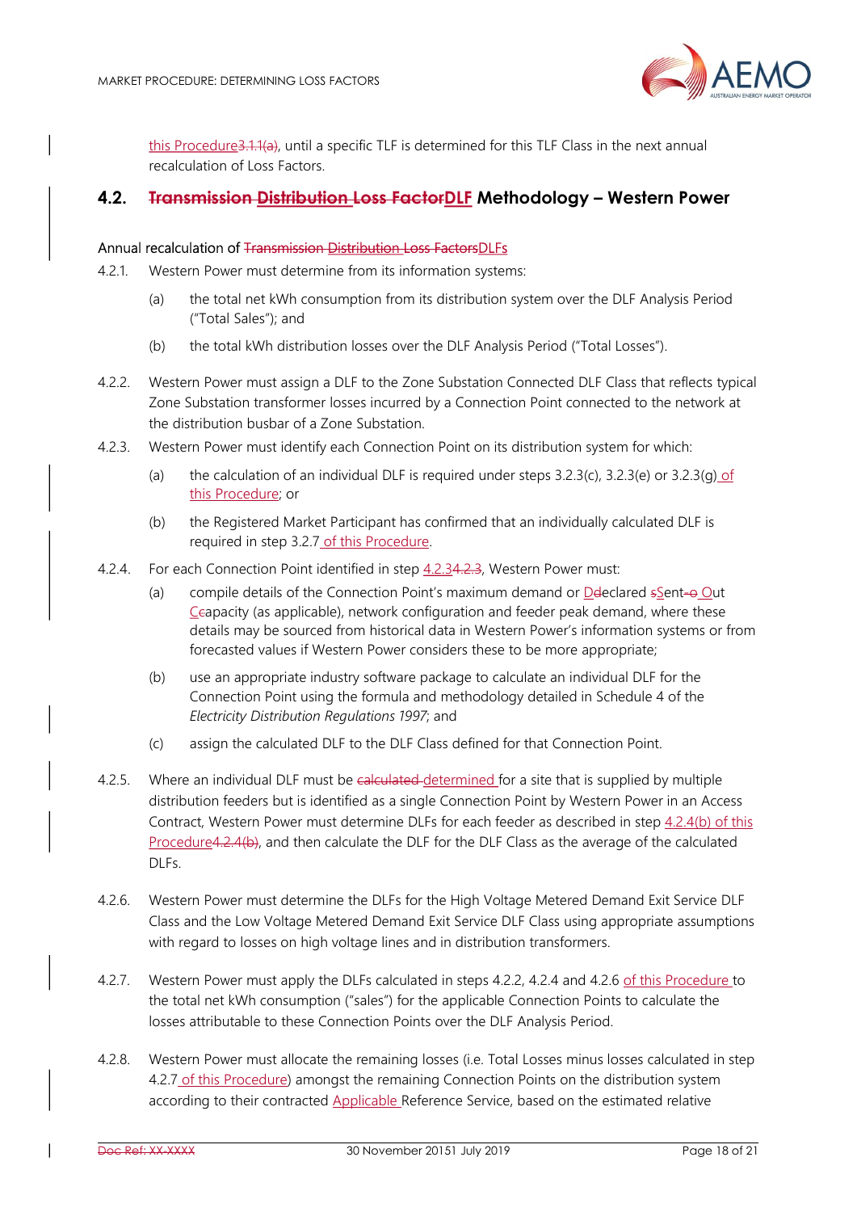this Procedure3.1.1(a), until a specific TLF is determined for this TLF Class in the next annual recalculation of Loss Factors.

## 4.2. Transmission Distribution Loss FactorDLF Methodology – Western Power

Annual recalculation of Transmission Distribution Loss FactorsDLFs

4.2.1. Western Power must determine from its information systems:

(a) the total net kWh consumption from its distribution system over the DLF Analysis Period ("Total Sales"); and

(b) the total kWh distribution losses over the DLF Analysis Period ("Total Losses").

4.2.2. Western Power must assign a DLF to the Zone Substation Connected DLF Class that reflects typical Zone Substation transformer losses incurred by a Connection Point connected to the network at the distribution busbar of a Zone Substation.

4.2.3. Western Power must identify each Connection Point on its distribution system for which:

(a) the calculation of an individual DLF is required under steps 3.2.3(c), 3.2.3(e) or 3.2.3(g) of this Procedure; or

(b) the Registered Market Participant has confirmed that an individually calculated DLF is required in step 3.2.7 of this Procedure.

4.2.4. For each Connection Point identified in step 4.2.34.2.3, Western Power must:

(a) compile details of the Connection Point's maximum demand or DdeclaredsSent-o Out Ccapacity (as applicable), network configuration and feeder peak demand, where these details may be sourced from historical data in Western Power's information systems or from forecasted values if Western Power considers these to be more appropriate;

(b) use an appropriate industry software package to calculate an individual DLF for the Connection Point using the formula and methodology detailed in Schedule 4 of the *Electricity Distribution Regulations 1997*; and

(c) assign the calculated DLF to the DLF Class defined for that Connection Point.

4.2.5. Where an individual DLF must be calculated determined for a site that is supplied by multiple distribution feeders but is identified as a single Connection Point by Western Power in an Access Contract, Western Power must determine DLFs for each feeder as described in step 4.2.4(b) of this Procedure4.2.4(b), and then calculate the DLF for the DLF Class as the average of the calculated DLFs.

4.2.6. Western Power must determine the DLFs for the High Voltage Metered Demand Exit Service DLF Class and the Low Voltage Metered Demand Exit Service DLF Class using appropriate assumptions with regard to losses on high voltage lines and in distribution transformers.

4.2.7. Western Power must apply the DLFs calculated in steps 4.2.2, 4.2.4 and 4.2.6 of this Procedure to the total net kWh consumption ("sales") for the applicable Connection Points to calculate the losses attributable to these Connection Points over the DLF Analysis Period.

4.2.8. Western Power must allocate the remaining losses (i.e. Total Losses minus losses calculated in step 4.2.7 of this Procedure) amongst the remaining Connection Points on the distribution system according to their contracted Applicable Reference Service, based on the estimated relative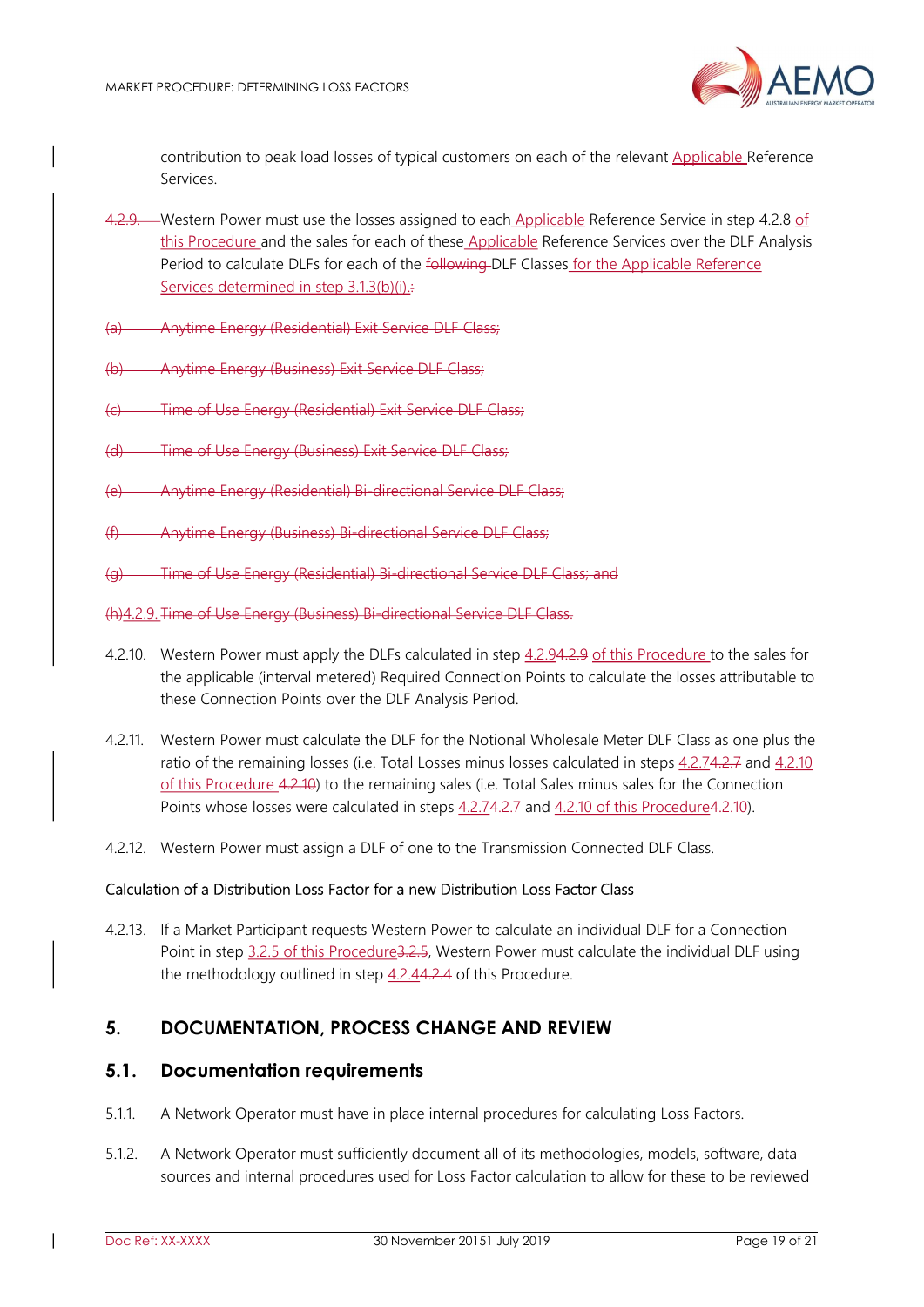contribution to peak load losses of typical customers on each of the relevant Applicable Reference Services.

4.2.9. Western Power must use the losses assigned to each Applicable Reference Service in step 4.2.8 of this Procedure and the sales for each of these Applicable Reference Services over the DLF Analysis Period to calculate DLFs for each of the following DLF Classes for the Applicable Reference Services determined in step 3.1.3(b)(i).:

(a) Anytime Energy (Residential) Exit Service DLF Class;

(b) Anytime Energy (Business) Exit Service DLF Class;

(c) Time of Use Energy (Residential) Exit Service DLF Class;

(d) Time of Use Energy (Business) Exit Service DLF Class;

(e) Anytime Energy (Residential) Bi-directional Service DLF Class;

(f) Anytime Energy (Business) Bi-directional Service DLF Class;

(g) Time of Use Energy (Residential) Bi-directional Service DLF Class; and

(h)4.2.9. Time of Use Energy (Business) Bi-directional Service DLF Class.

4.2.10. Western Power must apply the DLFs calculated in step 4.2.94.2.9 of this Procedure to the sales for the applicable (interval metered) Required Connection Points to calculate the losses attributable to these Connection Points over the DLF Analysis Period.

4.2.11. Western Power must calculate the DLF for the Notional Wholesale Meter DLF Class as one plus the ratio of the remaining losses (i.e. Total Losses minus losses calculated in steps 4.2.74.2.7 and 4.2.10 of this Procedure 4.2.10) to the remaining sales (i.e. Total Sales minus sales for the Connection Points whose losses were calculated in steps 4.2.74.2.7 and 4.2.10 of this Procedure4.2.10).

4.2.12. Western Power must assign a DLF of one to the Transmission Connected DLF Class.

Calculation of a Distribution Loss Factor for a new Distribution Loss Factor Class

4.2.13. If a Market Participant requests Western Power to calculate an individual DLF for a Connection Point in step 3.2.5 of this Procedure3.2.5, Western Power must calculate the individual DLF using the methodology outlined in step 4.2.44.2.4 of this Procedure.

# 5. DOCUMENTATION, PROCESS CHANGE AND REVIEW

## 5.1. Documentation requirements

5.1.1. A Network Operator must have in place internal procedures for calculating Loss Factors.

5.1.2. A Network Operator must sufficiently document all of its methodologies, models, software, data sources and internal procedures used for Loss Factor calculation to allow for these to be reviewed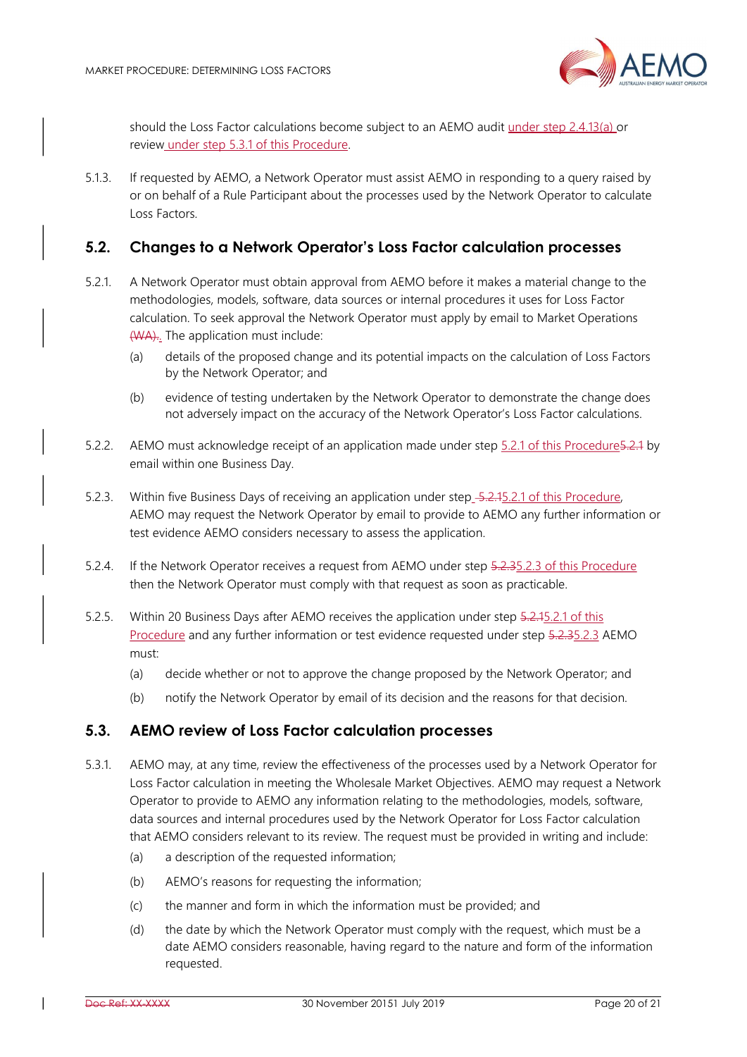should the Loss Factor calculations become subject to an AEMO audit under step 2.4.13(a) or review under step 5.3.1 of this Procedure.

5.1.3. If requested by AEMO, a Network Operator must assist AEMO in responding to a query raised by or on behalf of a Rule Participant about the processes used by the Network Operator to calculate Loss Factors.

## 5.2. Changes to a Network Operator's Loss Factor calculation processes

5.2.1. A Network Operator must obtain approval from AEMO before it makes a material change to the methodologies, models, software, data sources or internal procedures it uses for Loss Factor calculation. To seek approval the Network Operator must apply by email to Market Operations ~~(WA)~~. The application must include:

(a) details of the proposed change and its potential impacts on the calculation of Loss Factors by the Network Operator; and

(b) evidence of testing undertaken by the Network Operator to demonstrate the change does not adversely impact on the accuracy of the Network Operator's Loss Factor calculations.

5.2.2. AEMO must acknowledge receipt of an application made under step 5.2.1 of this Procedure~~5.2.1~~ by email within one Business Day.

5.2.3. Within five Business Days of receiving an application under step ~~5.2.1~~5.2.1 of this Procedure, AEMO may request the Network Operator by email to provide to AEMO any further information or test evidence AEMO considers necessary to assess the application.

5.2.4. If the Network Operator receives a request from AEMO under step ~~5.2.3~~5.2.3 of this Procedure then the Network Operator must comply with that request as soon as practicable.

5.2.5. Within 20 Business Days after AEMO receives the application under step ~~5.2.1~~5.2.1 of this Procedure and any further information or test evidence requested under step ~~5.2.3~~5.2.3 AEMO must:

(a) decide whether or not to approve the change proposed by the Network Operator; and

(b) notify the Network Operator by email of its decision and the reasons for that decision.

## 5.3. AEMO review of Loss Factor calculation processes

5.3.1. AEMO may, at any time, review the effectiveness of the processes used by a Network Operator for Loss Factor calculation in meeting the Wholesale Market Objectives. AEMO may request a Network Operator to provide to AEMO any information relating to the methodologies, models, software, data sources and internal procedures used by the Network Operator for Loss Factor calculation that AEMO considers relevant to its review. The request must be provided in writing and include:

(a) a description of the requested information;

(b) AEMO's reasons for requesting the information;

(c) the manner and form in which the information must be provided; and

(d) the date by which the Network Operator must comply with the request, which must be a date AEMO considers reasonable, having regard to the nature and form of the information requested.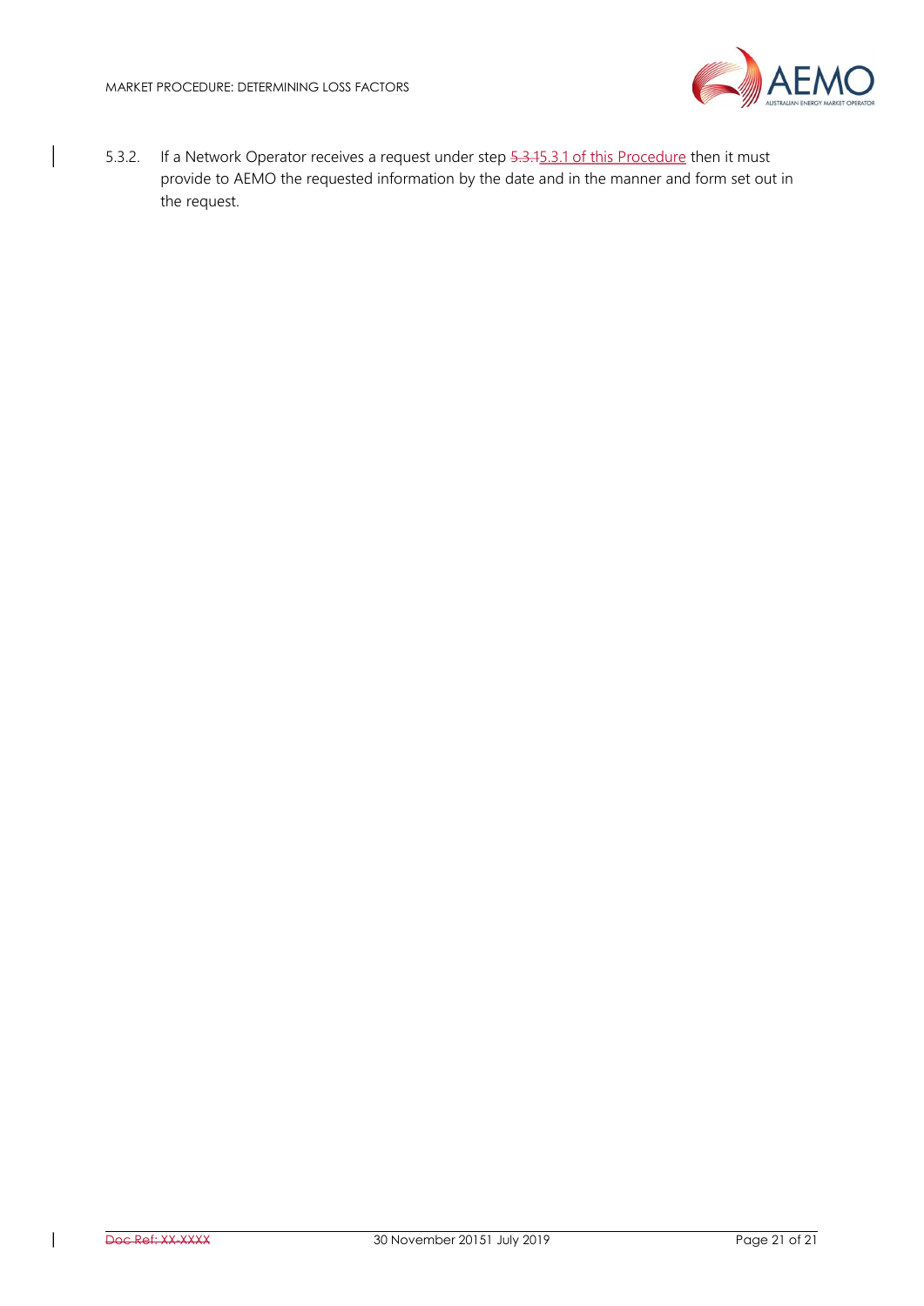5.3.2. If a Network Operator receives a request under step ~~5.3.1~~5.3.1 of this Procedure then it must provide to AEMO the requested information by the date and in the manner and form set out in the request.